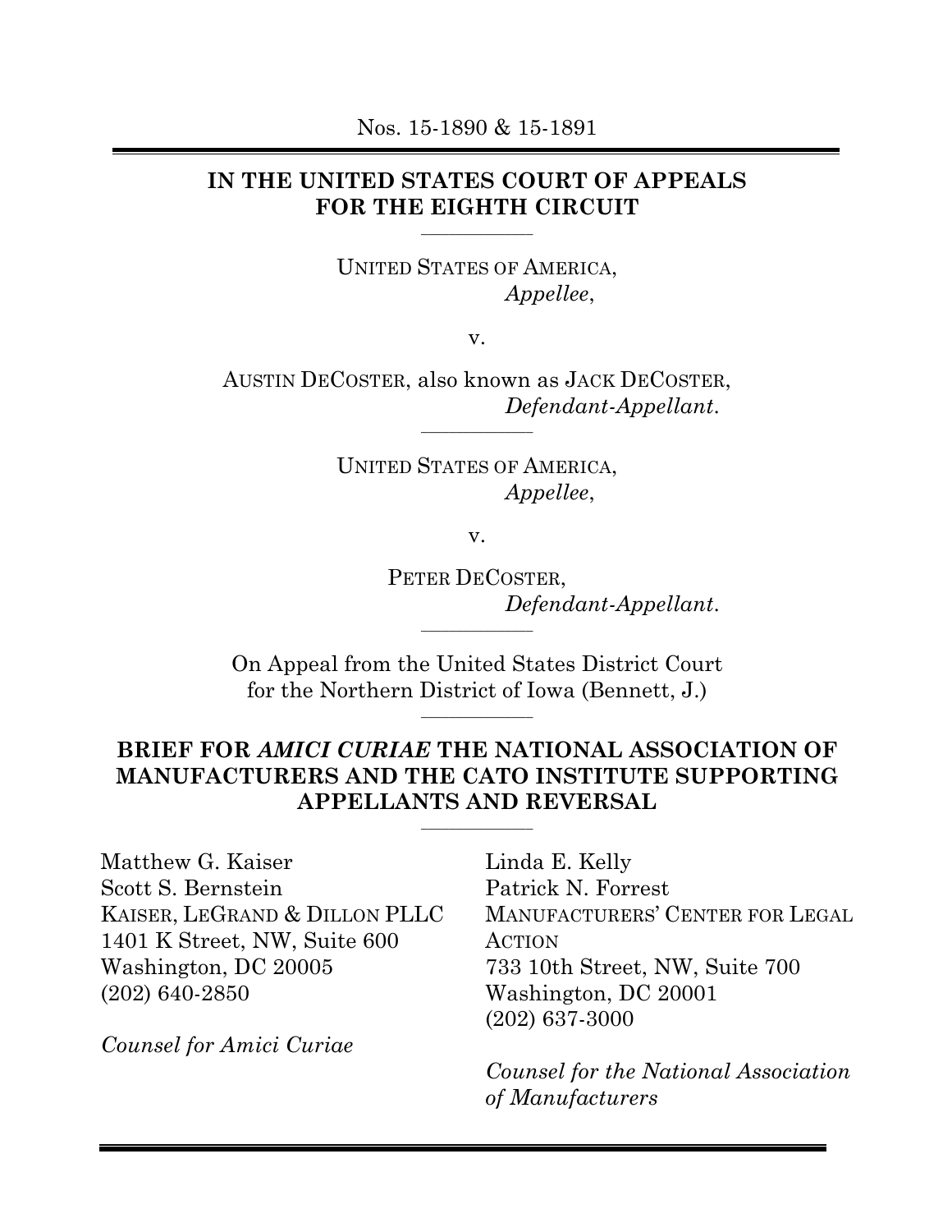Nos. 15-1890 & 15-1891

---

**IN THE UNITED STATES COURT OF APPEALS FOR THE EIGHTH CIRCUIT**

---

UNITED STATES OF AMERICA,
*Appellee*,

v.

AUSTIN DECOSTER, also known as JACK DECOSTER,
*Defendant-Appellant*.

---

UNITED STATES OF AMERICA,
*Appellee*,

v.

PETER DECOSTER,
*Defendant-Appellant*.

---

On Appeal from the United States District Court for the Northern District of Iowa (Bennett, J.)

---

**BRIEF FOR *AMICI CURIAE* THE NATIONAL ASSOCIATION OF MANUFACTURERS AND THE CATO INSTITUTE SUPPORTING APPELLANTS AND REVERSAL**

---

Matthew G. Kaiser
Scott S. Bernstein
KAISER, LEGRAND & DILLON PLLC
1401 K Street, NW, Suite 600
Washington, DC 20005
(202) 640-2850

*Counsel for Amici Curiae*

Linda E. Kelly
Patrick N. Forrest
MANUFACTURERS' CENTER FOR LEGAL ACTION
733 10th Street, NW, Suite 700
Washington, DC 20001
(202) 637-3000

*Counsel for the National Association of Manufacturers*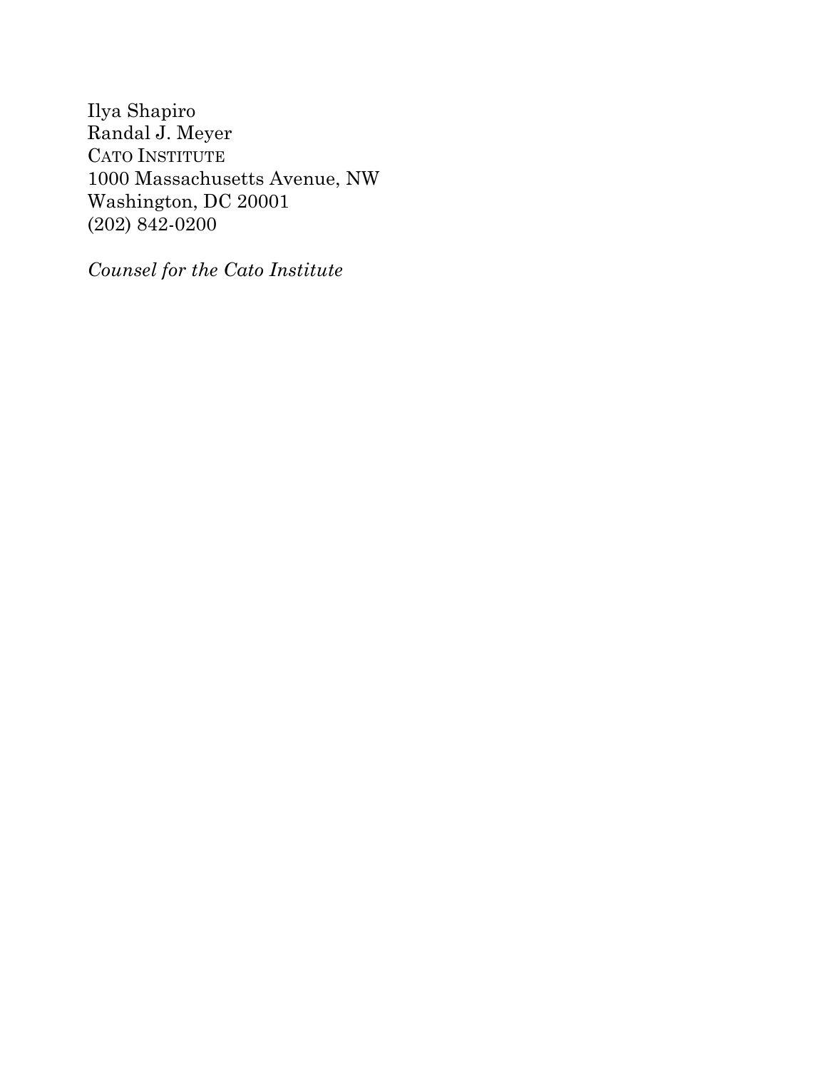Ilya Shapiro
Randal J. Meyer
CATO INSTITUTE
1000 Massachusetts Avenue, NW
Washington, DC 20001
(202) 842-0200

*Counsel for the Cato Institute*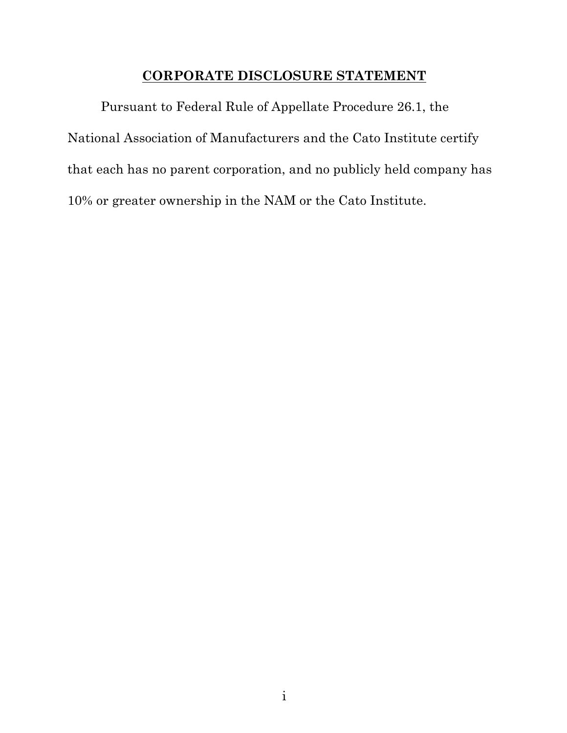## CORPORATE DISCLOSURE STATEMENT

Pursuant to Federal Rule of Appellate Procedure 26.1, the National Association of Manufacturers and the Cato Institute certify that each has no parent corporation, and no publicly held company has 10% or greater ownership in the NAM or the Cato Institute.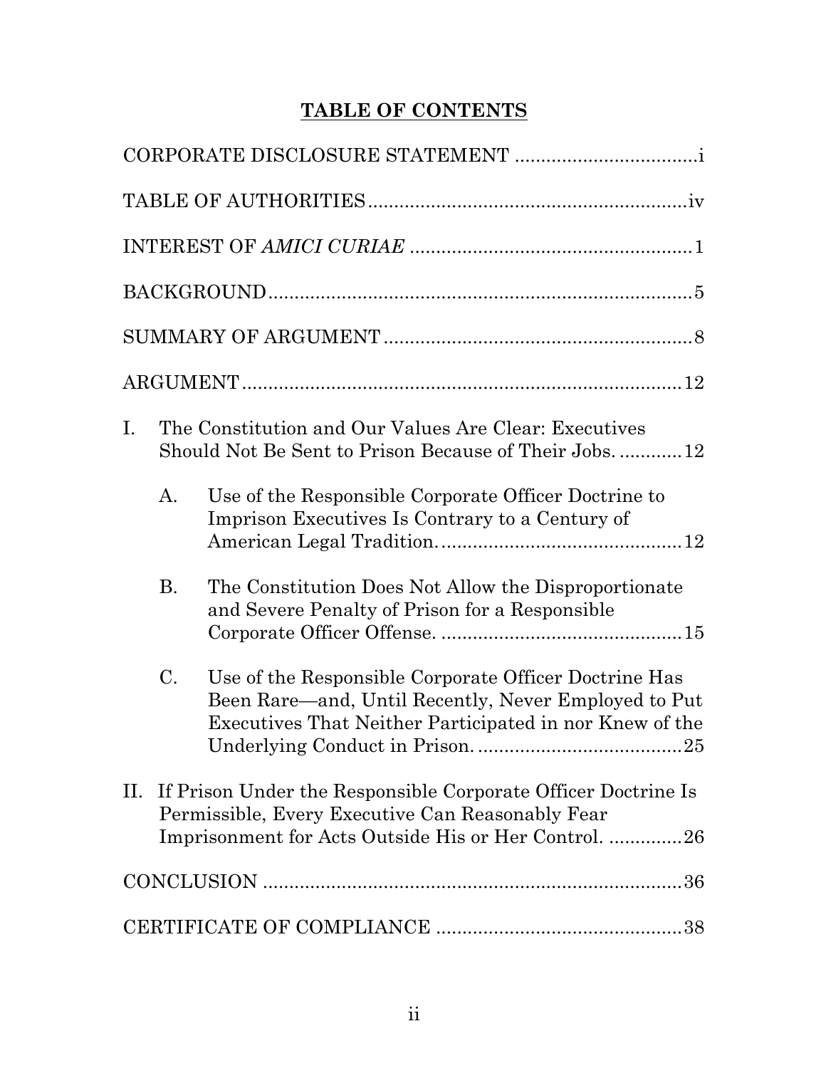# **TABLE OF CONTENTS**

CORPORATE DISCLOSURE STATEMENT .................................. i

TABLE OF AUTHORITIES ............................................................ iv

INTEREST OF *AMICI CURIAE* ..................................................... 1

BACKGROUND ................................................................................ 5

SUMMARY OF ARGUMENT .......................................................... 8

ARGUMENT ................................................................................... 12

I. The Constitution and Our Values Are Clear: Executives Should Not Be Sent to Prison Because of Their Jobs. ........... 12

   A. Use of the Responsible Corporate Officer Doctrine to Imprison Executives Is Contrary to a Century of American Legal Tradition. ............................................. 12

   B. The Constitution Does Not Allow the Disproportionate and Severe Penalty of Prison for a Responsible Corporate Officer Offense. ............................................. 15

   C. Use of the Responsible Corporate Officer Doctrine Has Been Rare—and, Until Recently, Never Employed to Put Executives That Neither Participated in nor Knew of the Underlying Conduct in Prison. ....................................... 25

II. If Prison Under the Responsible Corporate Officer Doctrine Is Permissible, Every Executive Can Reasonably Fear Imprisonment for Acts Outside His or Her Control. ............. 26

CONCLUSION ................................................................................ 36

CERTIFICATE OF COMPLIANCE .............................................. 38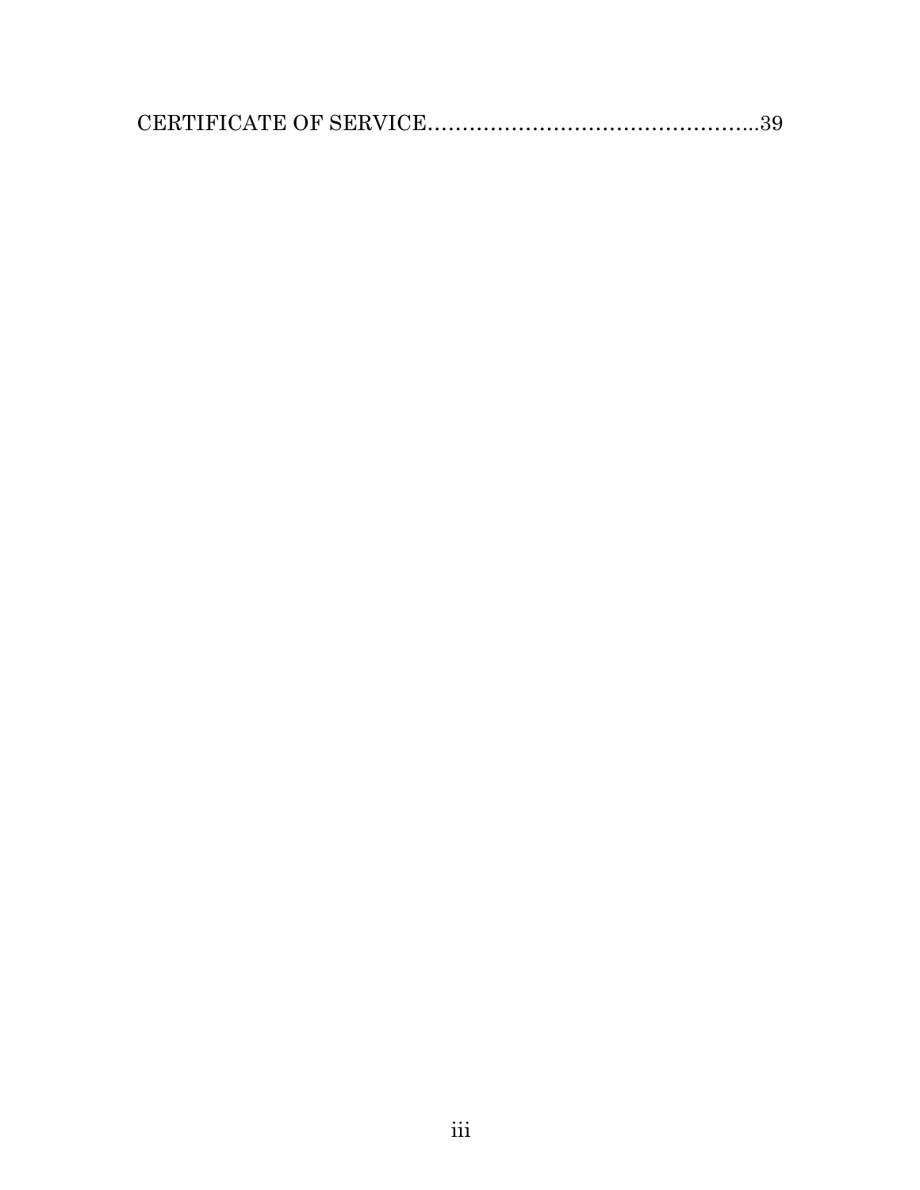CERTIFICATE OF SERVICE.................................................39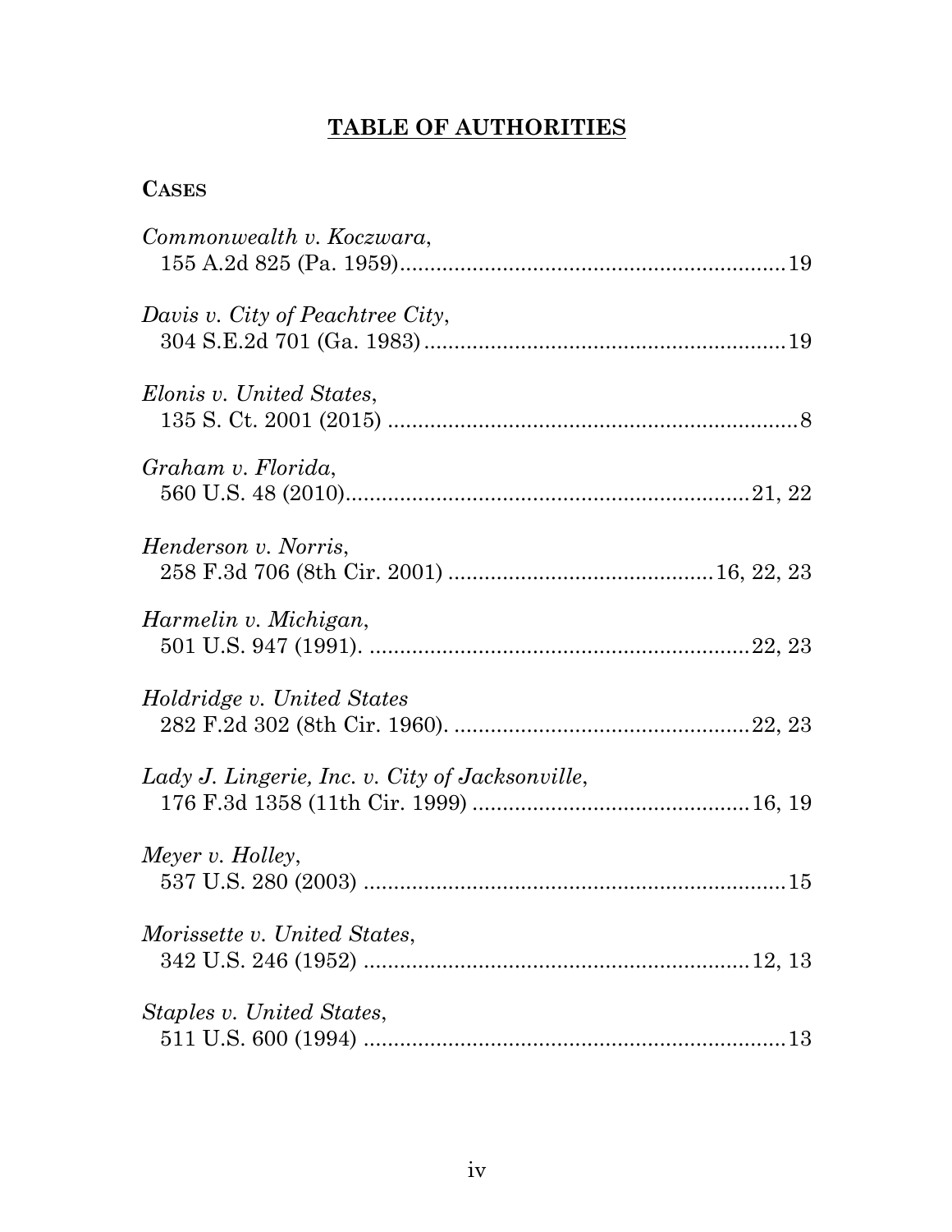# TABLE OF AUTHORITIES

**CASES**

*Commonwealth v. Koczwara*,
155 A.2d 825 (Pa. 1959)................................................................19

*Davis v. City of Peachtree City*,
304 S.E.2d 701 (Ga. 1983)............................................................19

*Elonis v. United States*,
135 S. Ct. 2001 (2015) .....................................................................8

*Graham v. Florida*,
560 U.S. 48 (2010)...................................................................21, 22

*Henderson v. Norris*,
258 F.3d 706 (8th Cir. 2001) ............................................16, 22, 23

*Harmelin v. Michigan*,
501 U.S. 947 (1991). ...............................................................22, 23

*Holdridge v. United States*
282 F.2d 302 (8th Cir. 1960). .................................................22, 23

*Lady J. Lingerie, Inc. v. City of Jacksonville*,
176 F.3d 1358 (11th Cir. 1999) ..............................................16, 19

*Meyer v. Holley*,
537 U.S. 280 (2003) ......................................................................15

*Morissette v. United States*,
342 U.S. 246 (1952) .................................................................12, 13

*Staples v. United States*,
511 U.S. 600 (1994) ......................................................................13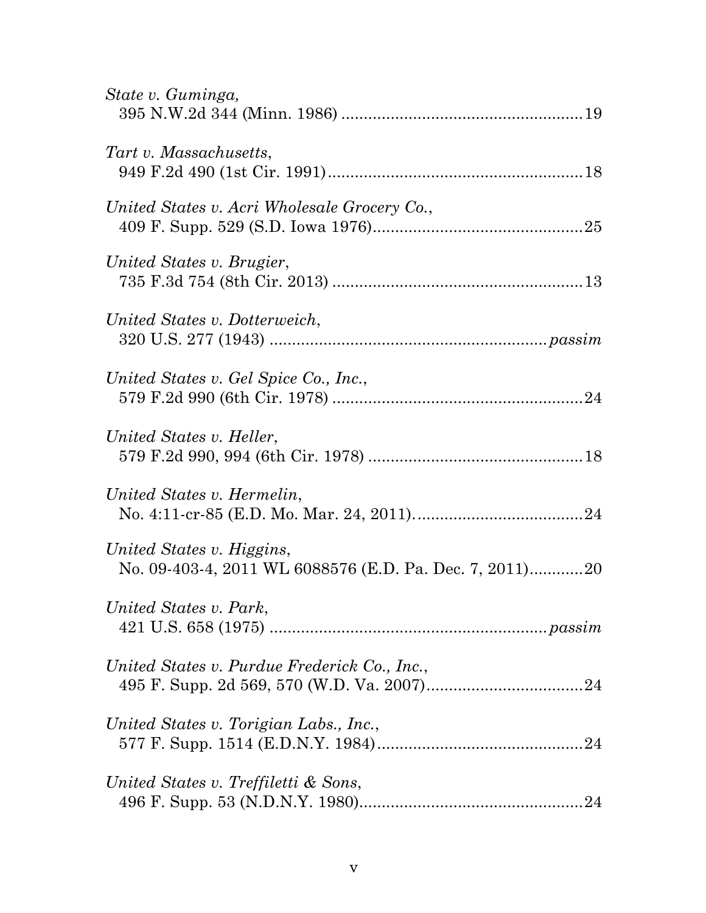*State v. Guminga*,
395 N.W.2d 344 (Minn. 1986) .......................................................19

*Tart v. Massachusetts*,
949 F.2d 490 (1st Cir. 1991).........................................................18

*United States v. Acri Wholesale Grocery Co.*,
409 F. Supp. 529 (S.D. Iowa 1976)...............................................25

*United States v. Brugier*,
735 F.3d 754 (8th Cir. 2013) .........................................................13

*United States v. Dotterweich*,
320 U.S. 277 (1943) ..............................................................*passim*

*United States v. Gel Spice Co., Inc.*,
579 F.2d 990 (6th Cir. 1978) .........................................................24

*United States v. Heller*,
579 F.2d 990, 994 (6th Cir. 1978) .................................................18

*United States v. Hermelin*,
No. 4:11-cr-85 (E.D. Mo. Mar. 24, 2011).......................................24

*United States v. Higgins*,
No. 09-403-4, 2011 WL 6088576 (E.D. Pa. Dec. 7, 2011)............20

*United States v. Park*,
421 U.S. 658 (1975) ..............................................................*passim*

*United States v. Purdue Frederick Co., Inc.*,
495 F. Supp. 2d 569, 570 (W.D. Va. 2007)...................................24

*United States v. Torigian Labs., Inc.*,
577 F. Supp. 1514 (E.D.N.Y. 1984)..............................................24

*United States v. Treffiletti & Sons*,
496 F. Supp. 53 (N.D.N.Y. 1980)..................................................24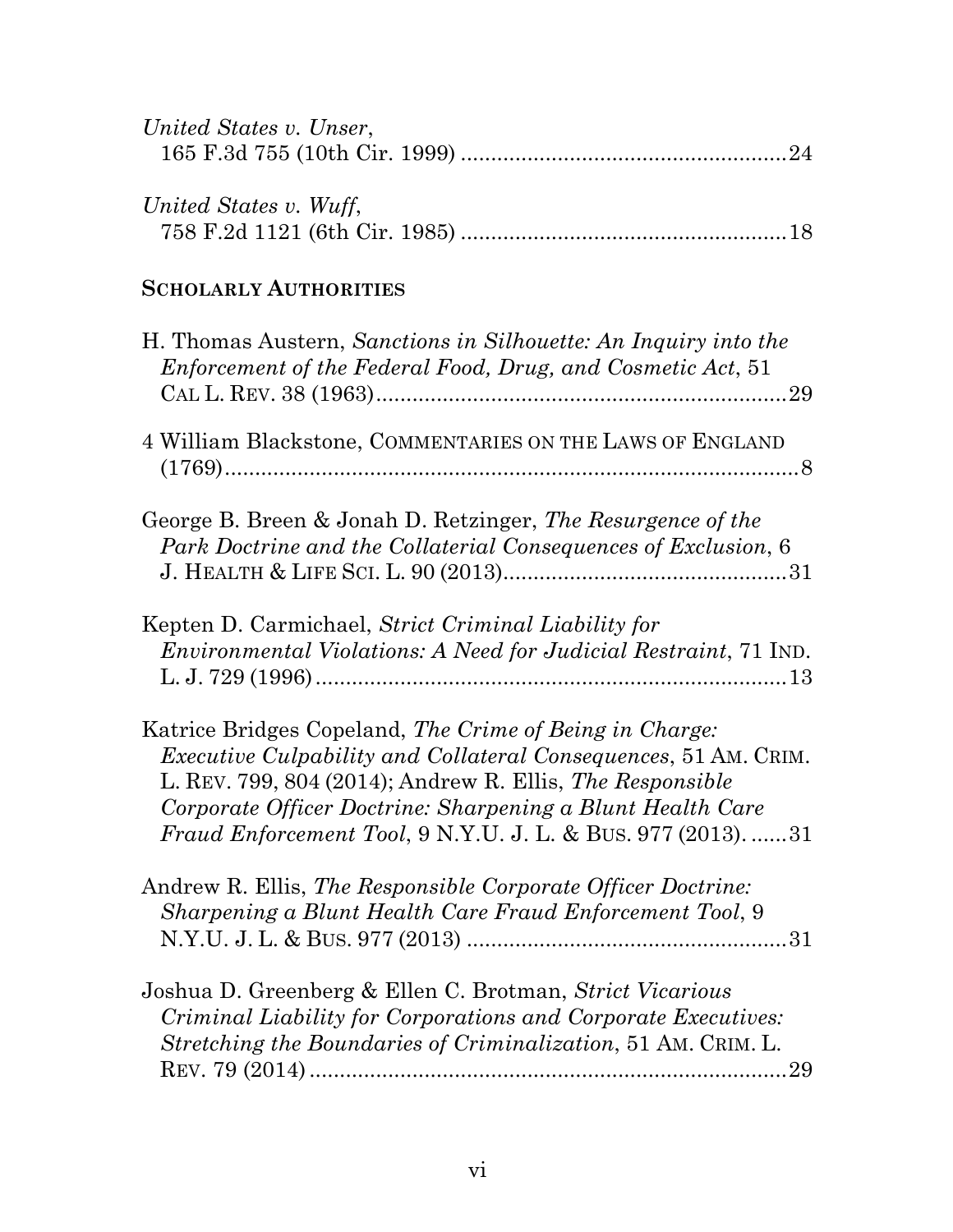*United States v. Unser*,
165 F.3d 755 (10th Cir. 1999) ....................................................24

*United States v. Wuff*,
758 F.2d 1121 (6th Cir. 1985) ....................................................18

**SCHOLARLY AUTHORITIES**

H. Thomas Austern, *Sanctions in Silhouette: An Inquiry into the Enforcement of the Federal Food, Drug, and Cosmetic Act*, 51 CAL L. REV. 38 (1963)....................................................................29

4 William Blackstone, COMMENTARIES ON THE LAWS OF ENGLAND (1769)...............................................................................................8

George B. Breen & Jonah D. Retzinger, *The Resurgence of the Park Doctrine and the Collaterial Consequences of Exclusion*, 6 J. HEALTH & LIFE SCI. L. 90 (2013)...............................................31

Kepten D. Carmichael, *Strict Criminal Liability for Environmental Violations: A Need for Judicial Restraint*, 71 IND. L. J. 729 (1996)..............................................................................13

Katrice Bridges Copeland, *The Crime of Being in Charge: Executive Culpability and Collateral Consequences*, 51 AM. CRIM. L. REV. 799, 804 (2014); Andrew R. Ellis, *The Responsible Corporate Officer Doctrine: Sharpening a Blunt Health Care Fraud Enforcement Tool*, 9 N.Y.U. J. L. & BUS. 977 (2013). ......31

Andrew R. Ellis, *The Responsible Corporate Officer Doctrine: Sharpening a Blunt Health Care Fraud Enforcement Tool*, 9 N.Y.U. J. L. & BUS. 977 (2013) ....................................................31

Joshua D. Greenberg & Ellen C. Brotman, *Strict Vicarious Criminal Liability for Corporations and Corporate Executives: Stretching the Boundaries of Criminalization*, 51 AM. CRIM. L. REV. 79 (2014)..............................................................................29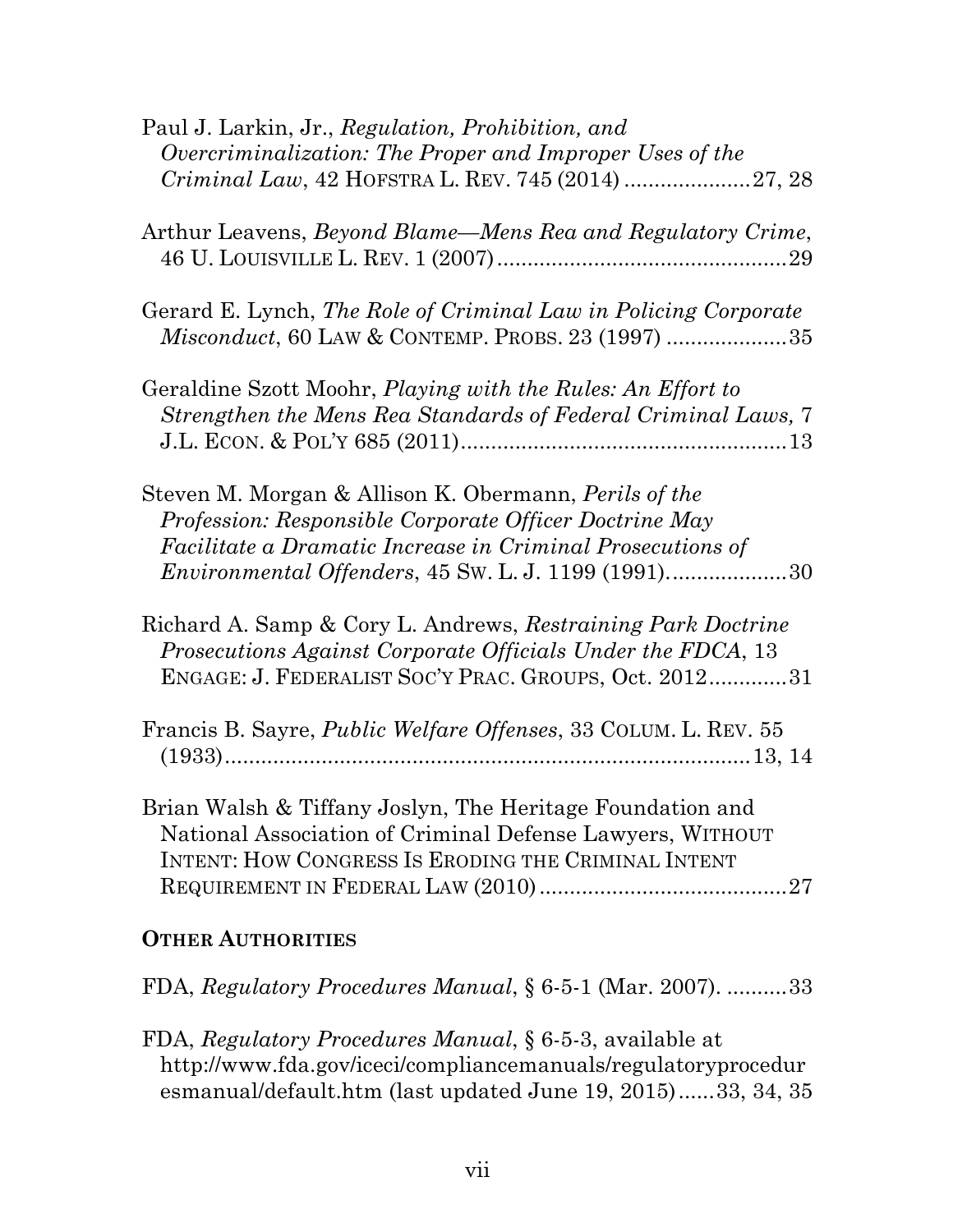Paul J. Larkin, Jr., *Regulation, Prohibition, and Overcriminalization: The Proper and Improper Uses of the Criminal Law*, 42 HOFSTRA L. REV. 745 (2014) .....................27, 28

Arthur Leavens, *Beyond Blame—Mens Rea and Regulatory Crime*, 46 U. LOUISVILLE L. REV. 1 (2007) ...............................................29

Gerard E. Lynch, *The Role of Criminal Law in Policing Corporate Misconduct*, 60 LAW & CONTEMP. PROBS. 23 (1997) ....................35

Geraldine Szott Moohr, *Playing with the Rules: An Effort to Strengthen the Mens Rea Standards of Federal Criminal Laws,* 7 J.L. ECON. & POL'Y 685 (2011).....................................................13

Steven M. Morgan & Allison K. Obermann, *Perils of the Profession: Responsible Corporate Officer Doctrine May Facilitate a Dramatic Increase in Criminal Prosecutions of Environmental Offenders*, 45 SW. L. J. 1199 (1991)....................30

Richard A. Samp & Cory L. Andrews, *Restraining Park Doctrine Prosecutions Against Corporate Officials Under the FDCA*, 13 ENGAGE: J. FEDERALIST SOC'Y PRAC. GROUPS, Oct. 2012.............31

Francis B. Sayre, *Public Welfare Offenses*, 33 COLUM. L. REV. 55 (1933).......................................................................................13, 14

Brian Walsh & Tiffany Joslyn, The Heritage Foundation and National Association of Criminal Defense Lawyers, WITHOUT INTENT: HOW CONGRESS IS ERODING THE CRIMINAL INTENT REQUIREMENT IN FEDERAL LAW (2010) ........................................27

**OTHER AUTHORITIES**

FDA, *Regulatory Procedures Manual*, § 6-5-1 (Mar. 2007). ..........33

FDA, *Regulatory Procedures Manual*, § 6-5-3, available at http://www.fda.gov/iceci/compliancemanuals/regulatoryprocedur esmanual/default.htm (last updated June 19, 2015)......33, 34, 35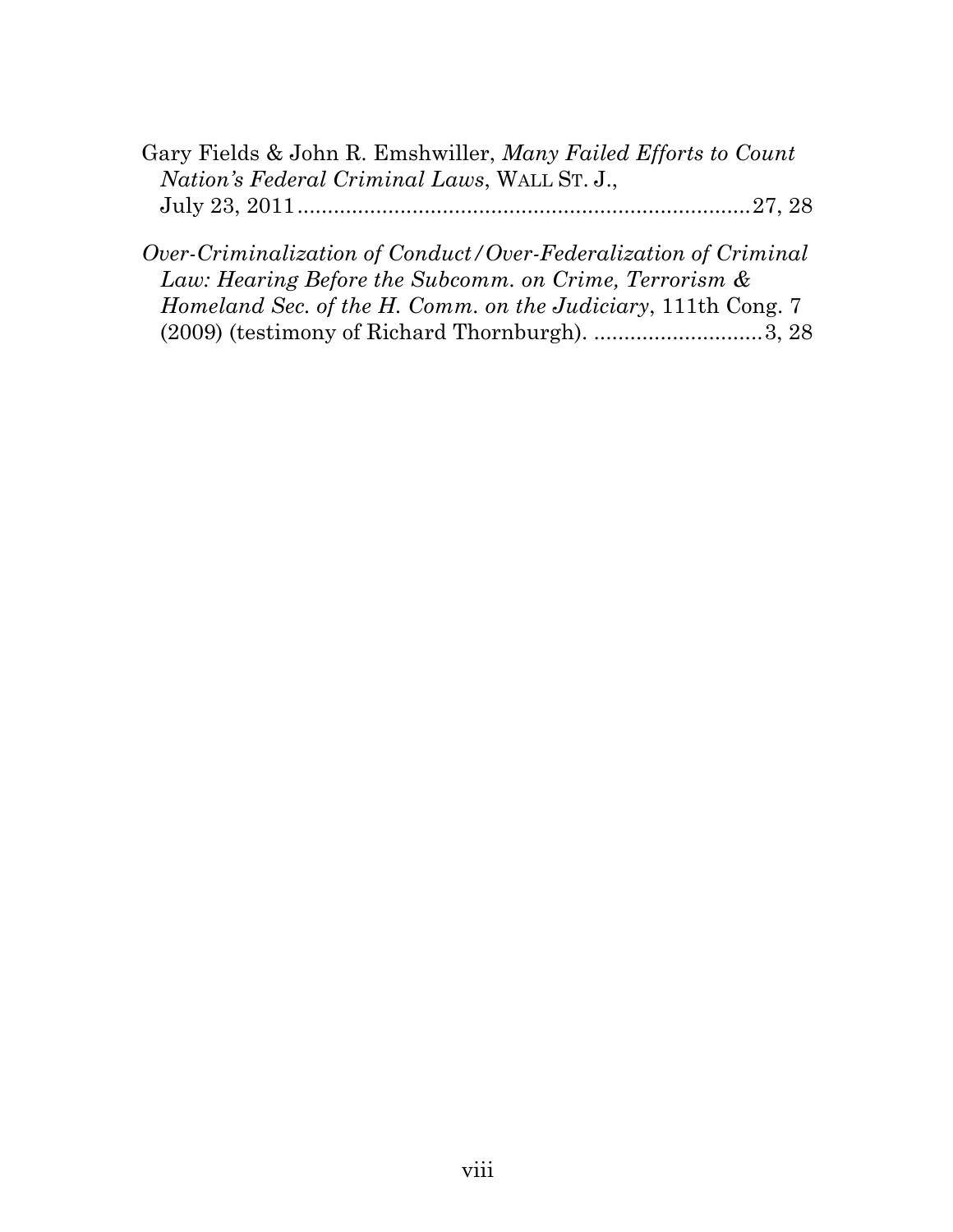Gary Fields & John R. Emshwiller, *Many Failed Efforts to Count Nation's Federal Criminal Laws*, WALL ST. J., July 23, 2011..........................................................................27, 28

*Over-Criminalization of Conduct/Over-Federalization of Criminal Law: Hearing Before the Subcomm. on Crime, Terrorism & Homeland Sec. of the H. Comm. on the Judiciary*, 111th Cong. 7 (2009) (testimony of Richard Thornburgh). ............................3, 28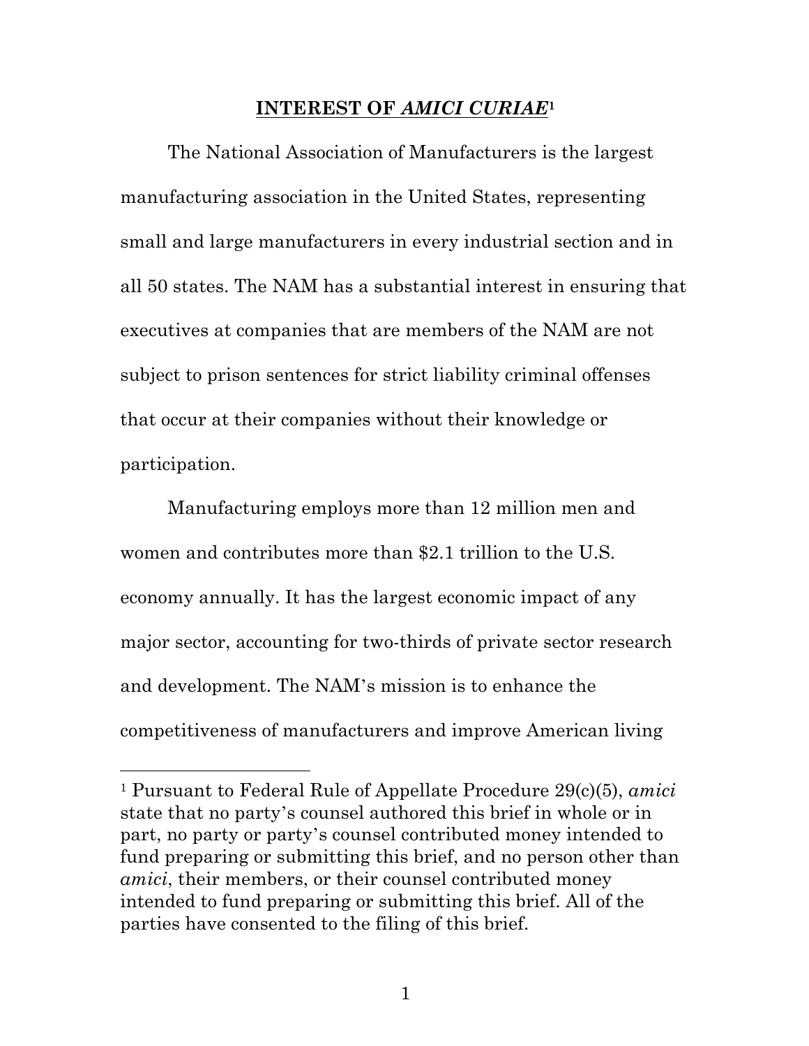## INTEREST OF *AMICI CURIAE*[1]

The National Association of Manufacturers is the largest manufacturing association in the United States, representing small and large manufacturers in every industrial section and in all 50 states. The NAM has a substantial interest in ensuring that executives at companies that are members of the NAM are not subject to prison sentences for strict liability criminal offenses that occur at their companies without their knowledge or participation.

Manufacturing employs more than 12 million men and women and contributes more than $2.1 trillion to the U.S. economy annually. It has the largest economic impact of any major sector, accounting for two-thirds of private sector research and development. The NAM's mission is to enhance the competitiveness of manufacturers and improve American living

---

[1] Pursuant to Federal Rule of Appellate Procedure 29(c)(5), *amici* state that no party's counsel authored this brief in whole or in part, no party or party's counsel contributed money intended to fund preparing or submitting this brief, and no person other than *amici*, their members, or their counsel contributed money intended to fund preparing or submitting this brief. All of the parties have consented to the filing of this brief.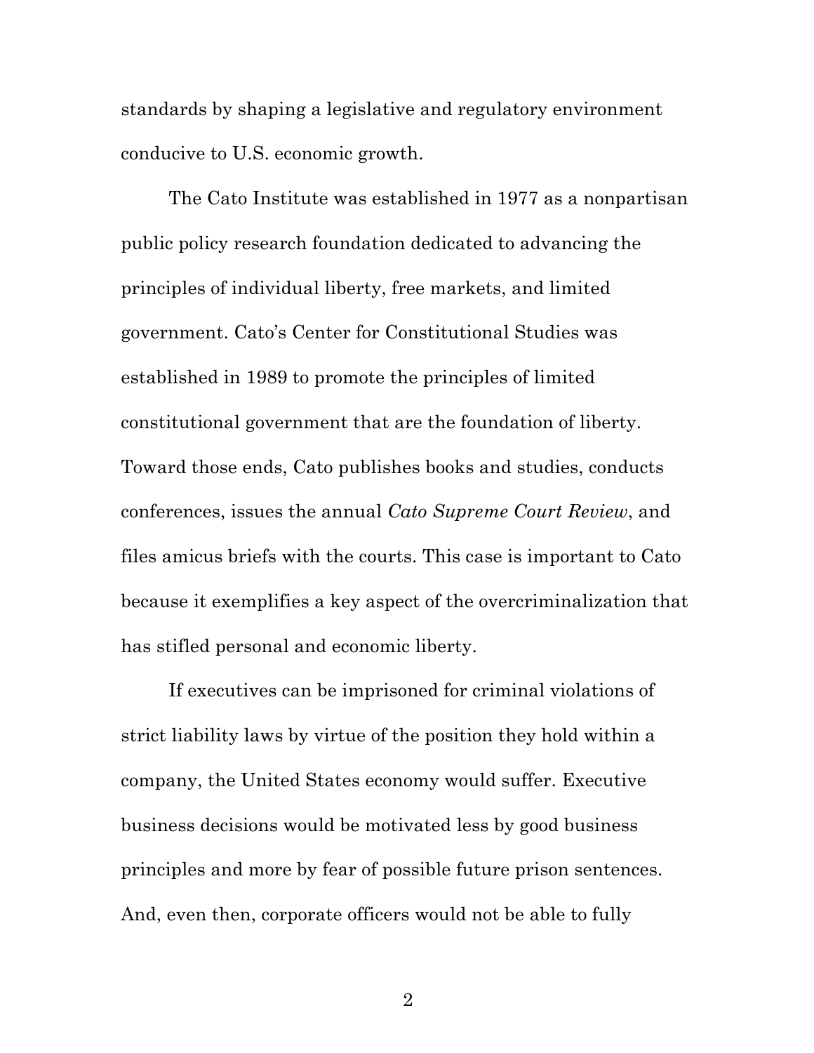standards by shaping a legislative and regulatory environment conducive to U.S. economic growth.

The Cato Institute was established in 1977 as a nonpartisan public policy research foundation dedicated to advancing the principles of individual liberty, free markets, and limited government. Cato's Center for Constitutional Studies was established in 1989 to promote the principles of limited constitutional government that are the foundation of liberty. Toward those ends, Cato publishes books and studies, conducts conferences, issues the annual *Cato Supreme Court Review*, and files amicus briefs with the courts. This case is important to Cato because it exemplifies a key aspect of the overcriminalization that has stifled personal and economic liberty.

If executives can be imprisoned for criminal violations of strict liability laws by virtue of the position they hold within a company, the United States economy would suffer. Executive business decisions would be motivated less by good business principles and more by fear of possible future prison sentences. And, even then, corporate officers would not be able to fully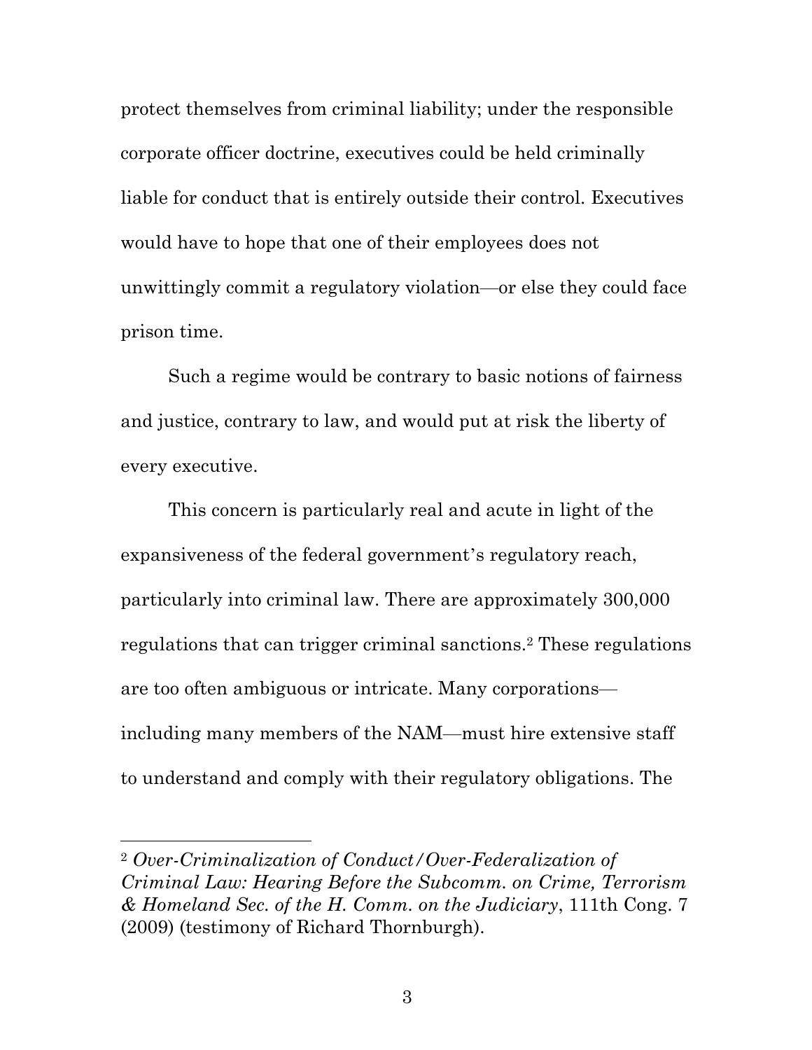protect themselves from criminal liability; under the responsible corporate officer doctrine, executives could be held criminally liable for conduct that is entirely outside their control. Executives would have to hope that one of their employees does not unwittingly commit a regulatory violation—or else they could face prison time.

Such a regime would be contrary to basic notions of fairness and justice, contrary to law, and would put at risk the liberty of every executive.

This concern is particularly real and acute in light of the expansiveness of the federal government's regulatory reach, particularly into criminal law. There are approximately 300,000 regulations that can trigger criminal sanctions.[2] These regulations are too often ambiguous or intricate. Many corporations—including many members of the NAM—must hire extensive staff to understand and comply with their regulatory obligations. The

---

[2] *Over-Criminalization of Conduct/Over-Federalization of Criminal Law: Hearing Before the Subcomm. on Crime, Terrorism & Homeland Sec. of the H. Comm. on the Judiciary*, 111th Cong. 7 (2009) (testimony of Richard Thornburgh).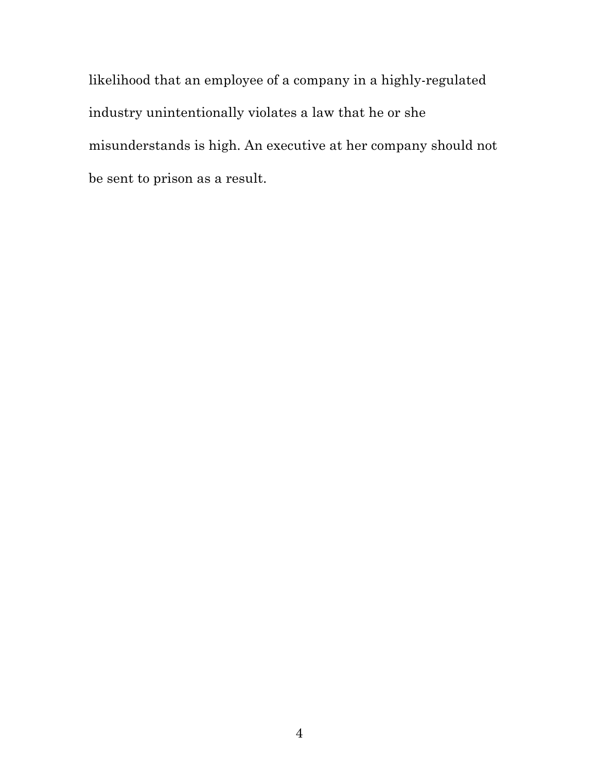likelihood that an employee of a company in a highly-regulated industry unintentionally violates a law that he or she misunderstands is high. An executive at her company should not be sent to prison as a result.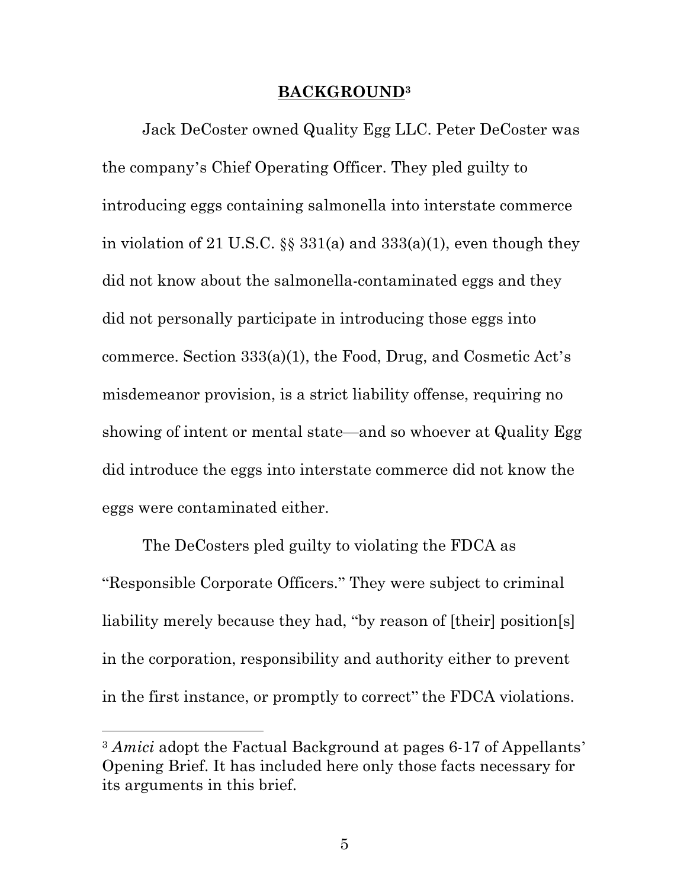## **BACKGROUND**[3]

Jack DeCoster owned Quality Egg LLC. Peter DeCoster was the company's Chief Operating Officer. They pled guilty to introducing eggs containing salmonella into interstate commerce in violation of 21 U.S.C. §§ 331(a) and 333(a)(1), even though they did not know about the salmonella-contaminated eggs and they did not personally participate in introducing those eggs into commerce. Section 333(a)(1), the Food, Drug, and Cosmetic Act's misdemeanor provision, is a strict liability offense, requiring no showing of intent or mental state—and so whoever at Quality Egg did introduce the eggs into interstate commerce did not know the eggs were contaminated either.

The DeCosters pled guilty to violating the FDCA as "Responsible Corporate Officers." They were subject to criminal liability merely because they had, "by reason of [their] position[s] in the corporation, responsibility and authority either to prevent in the first instance, or promptly to correct" the FDCA violations.

---

[3] *Amici* adopt the Factual Background at pages 6-17 of Appellants' Opening Brief. It has included here only those facts necessary for its arguments in this brief.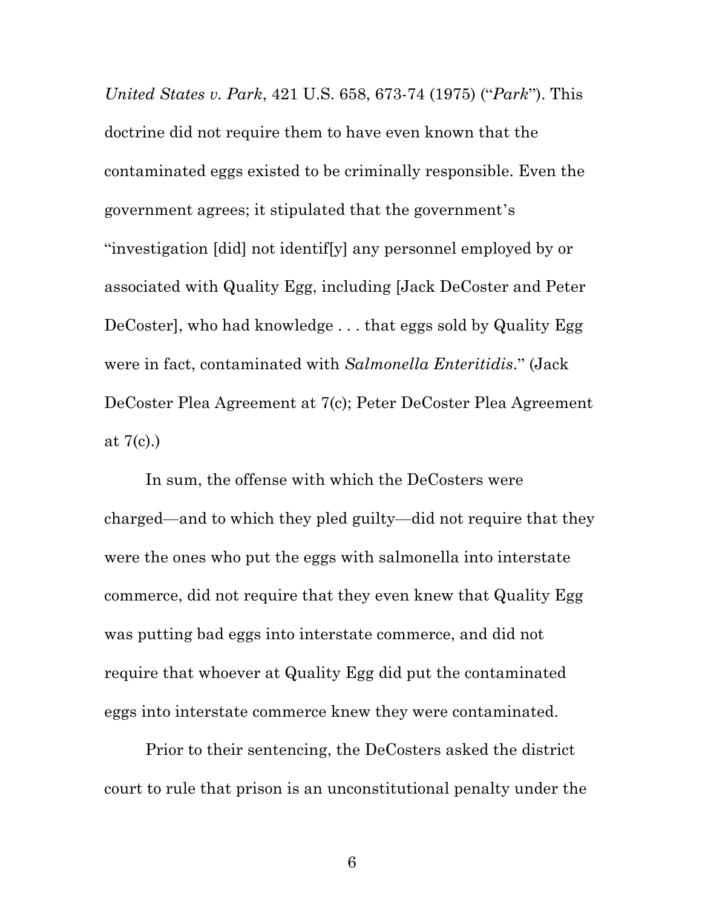*United States v. Park*, 421 U.S. 658, 673-74 (1975) ("*Park*"). This doctrine did not require them to have even known that the contaminated eggs existed to be criminally responsible. Even the government agrees; it stipulated that the government's "investigation [did] not identif[y] any personnel employed by or associated with Quality Egg, including [Jack DeCoster and Peter DeCoster], who had knowledge . . . that eggs sold by Quality Egg were in fact, contaminated with *Salmonella Enteritidis*." (Jack DeCoster Plea Agreement at 7(c); Peter DeCoster Plea Agreement at 7(c).)

In sum, the offense with which the DeCosters were charged—and to which they pled guilty—did not require that they were the ones who put the eggs with salmonella into interstate commerce, did not require that they even knew that Quality Egg was putting bad eggs into interstate commerce, and did not require that whoever at Quality Egg did put the contaminated eggs into interstate commerce knew they were contaminated.

Prior to their sentencing, the DeCosters asked the district court to rule that prison is an unconstitutional penalty under the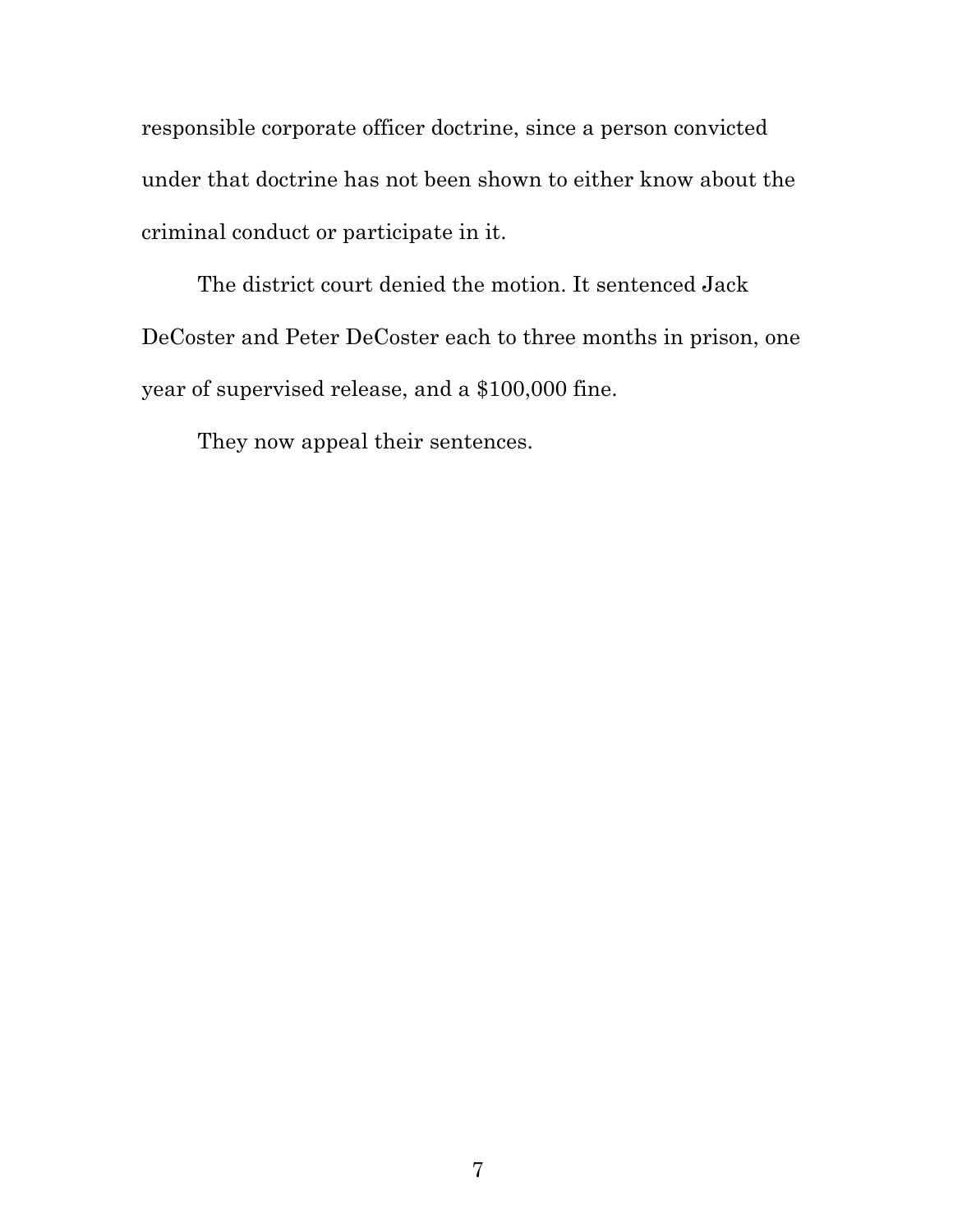responsible corporate officer doctrine, since a person convicted under that doctrine has not been shown to either know about the criminal conduct or participate in it.

The district court denied the motion. It sentenced Jack DeCoster and Peter DeCoster each to three months in prison, one year of supervised release, and a $100,000 fine.

They now appeal their sentences.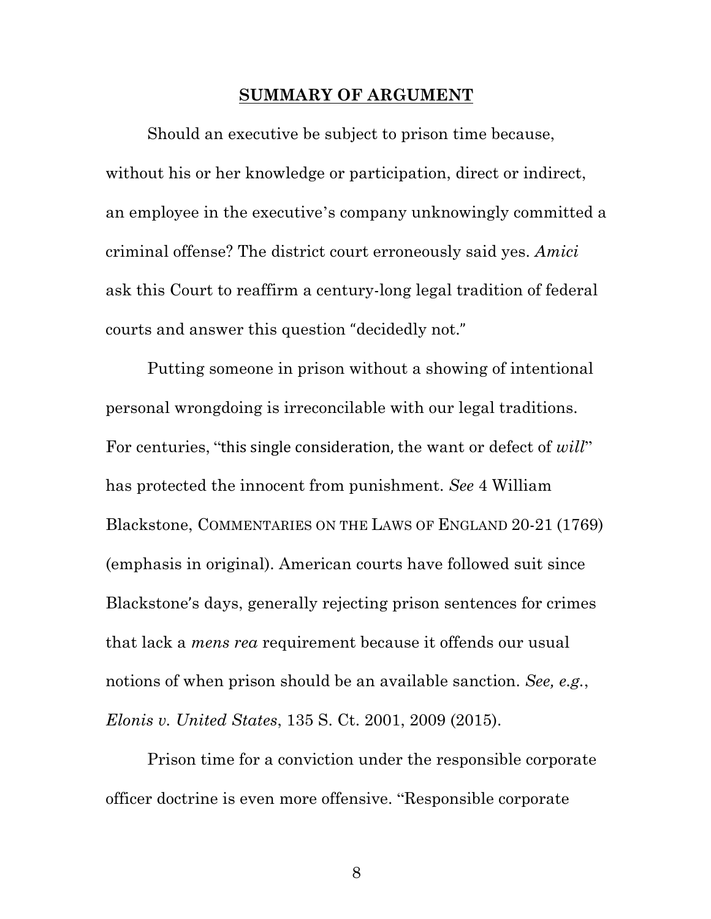## SUMMARY OF ARGUMENT

Should an executive be subject to prison time because, without his or her knowledge or participation, direct or indirect, an employee in the executive's company unknowingly committed a criminal offense? The district court erroneously said yes. *Amici* ask this Court to reaffirm a century-long legal tradition of federal courts and answer this question "decidedly not."

Putting someone in prison without a showing of intentional personal wrongdoing is irreconcilable with our legal traditions. For centuries, "this single consideration, the want or defect of *will*" has protected the innocent from punishment. *See* 4 William Blackstone, COMMENTARIES ON THE LAWS OF ENGLAND 20-21 (1769) (emphasis in original). American courts have followed suit since Blackstone's days, generally rejecting prison sentences for crimes that lack a *mens rea* requirement because it offends our usual notions of when prison should be an available sanction. *See, e.g.*, *Elonis v. United States*, 135 S. Ct. 2001, 2009 (2015).

Prison time for a conviction under the responsible corporate officer doctrine is even more offensive. "Responsible corporate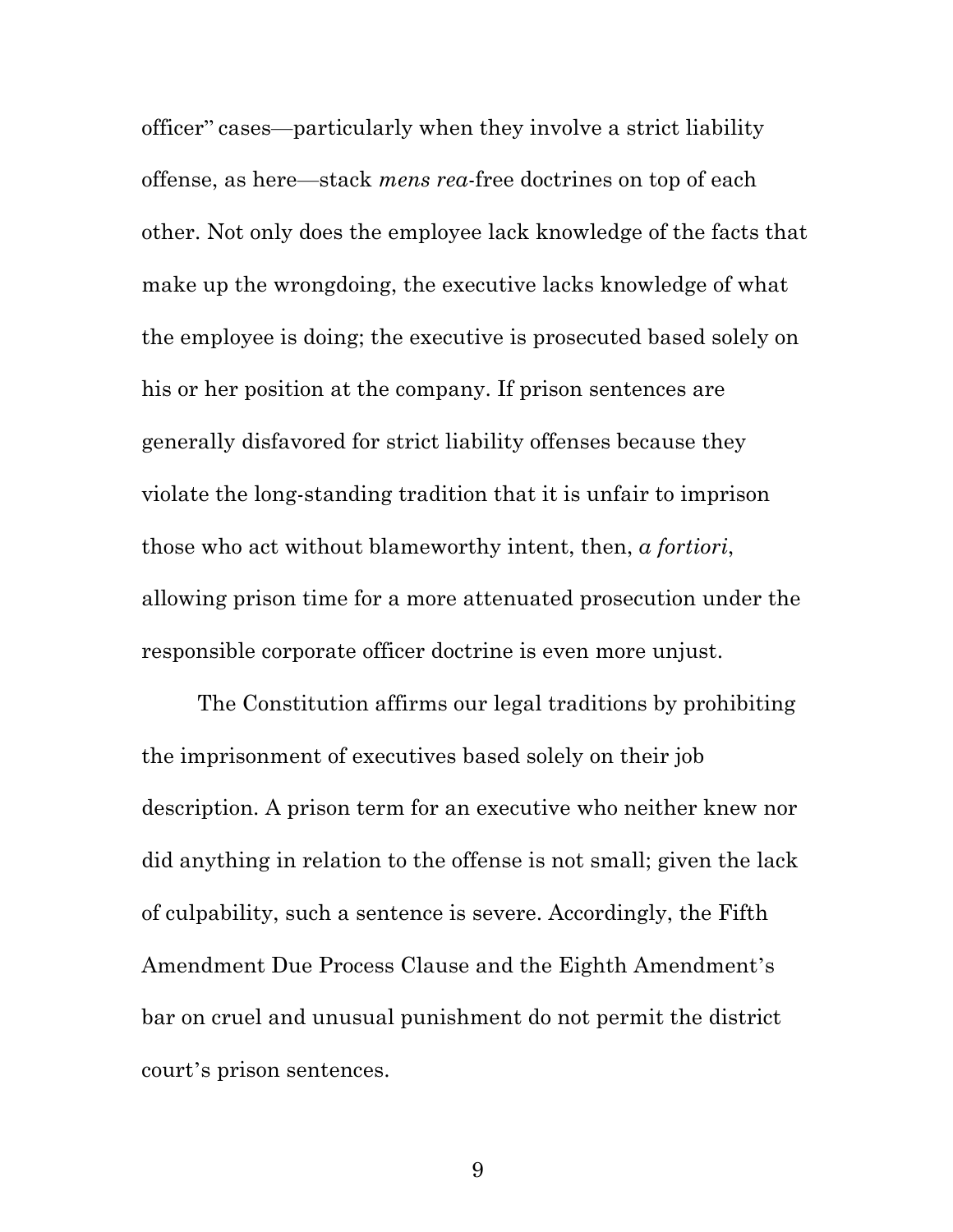officer" cases—particularly when they involve a strict liability offense, as here—stack *mens rea*-free doctrines on top of each other. Not only does the employee lack knowledge of the facts that make up the wrongdoing, the executive lacks knowledge of what the employee is doing; the executive is prosecuted based solely on his or her position at the company. If prison sentences are generally disfavored for strict liability offenses because they violate the long-standing tradition that it is unfair to imprison those who act without blameworthy intent, then, *a fortiori*, allowing prison time for a more attenuated prosecution under the responsible corporate officer doctrine is even more unjust.

The Constitution affirms our legal traditions by prohibiting the imprisonment of executives based solely on their job description. A prison term for an executive who neither knew nor did anything in relation to the offense is not small; given the lack of culpability, such a sentence is severe. Accordingly, the Fifth Amendment Due Process Clause and the Eighth Amendment's bar on cruel and unusual punishment do not permit the district court's prison sentences.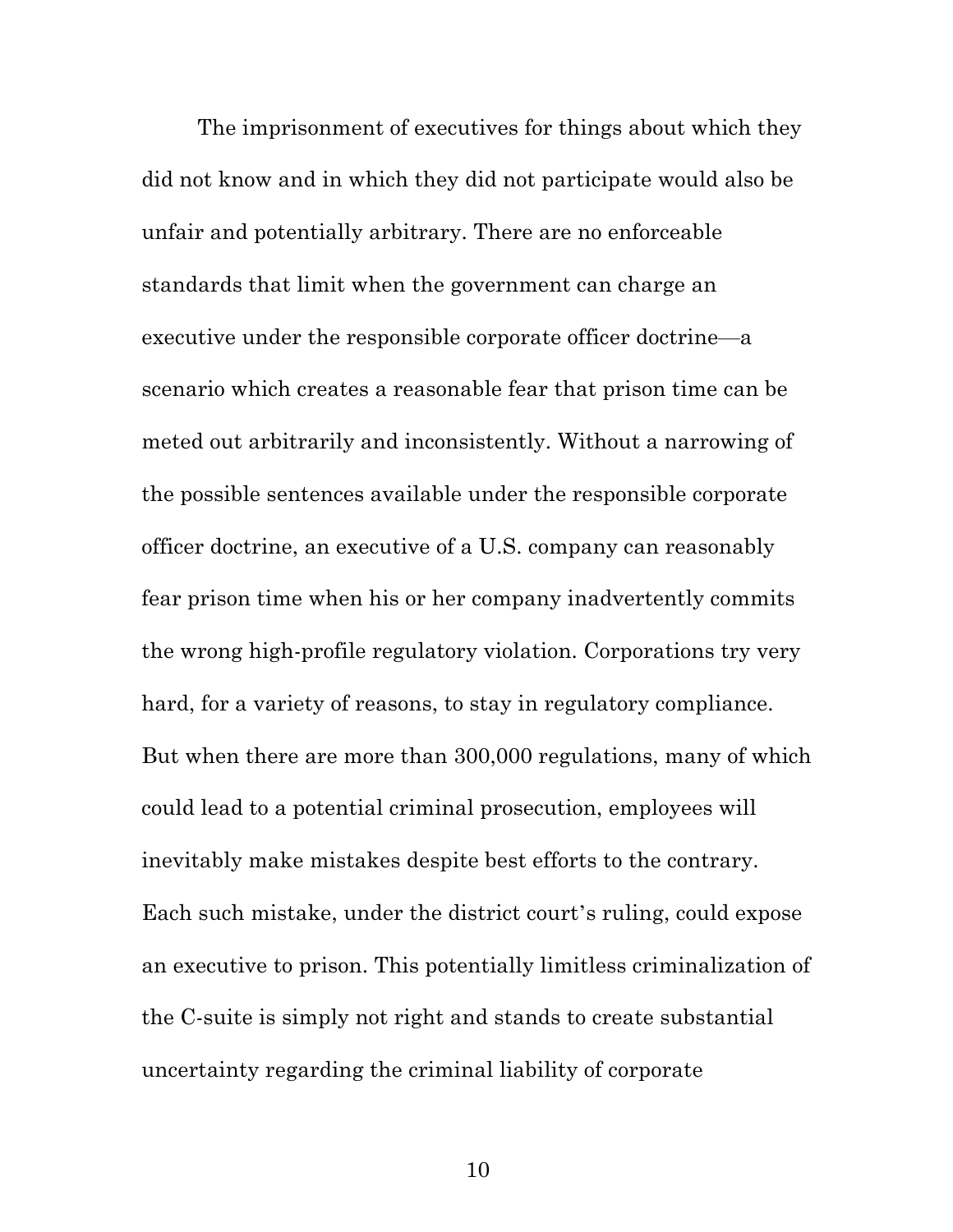The imprisonment of executives for things about which they did not know and in which they did not participate would also be unfair and potentially arbitrary. There are no enforceable standards that limit when the government can charge an executive under the responsible corporate officer doctrine—a scenario which creates a reasonable fear that prison time can be meted out arbitrarily and inconsistently. Without a narrowing of the possible sentences available under the responsible corporate officer doctrine, an executive of a U.S. company can reasonably fear prison time when his or her company inadvertently commits the wrong high-profile regulatory violation. Corporations try very hard, for a variety of reasons, to stay in regulatory compliance. But when there are more than 300,000 regulations, many of which could lead to a potential criminal prosecution, employees will inevitably make mistakes despite best efforts to the contrary. Each such mistake, under the district court's ruling, could expose an executive to prison. This potentially limitless criminalization of the C-suite is simply not right and stands to create substantial uncertainty regarding the criminal liability of corporate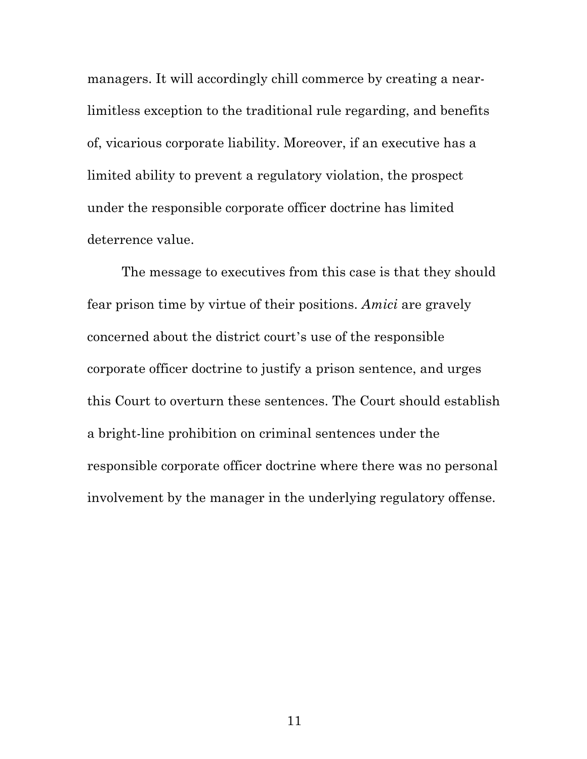managers. It will accordingly chill commerce by creating a near-limitless exception to the traditional rule regarding, and benefits of, vicarious corporate liability. Moreover, if an executive has a limited ability to prevent a regulatory violation, the prospect under the responsible corporate officer doctrine has limited deterrence value.

The message to executives from this case is that they should fear prison time by virtue of their positions. *Amici* are gravely concerned about the district court's use of the responsible corporate officer doctrine to justify a prison sentence, and urges this Court to overturn these sentences. The Court should establish a bright-line prohibition on criminal sentences under the responsible corporate officer doctrine where there was no personal involvement by the manager in the underlying regulatory offense.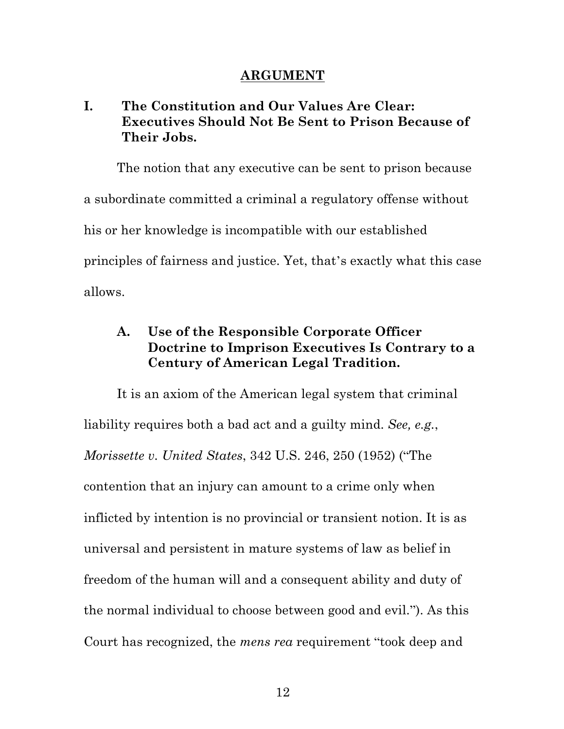## ARGUMENT

### I. The Constitution and Our Values Are Clear: Executives Should Not Be Sent to Prison Because of Their Jobs.

The notion that any executive can be sent to prison because a subordinate committed a criminal a regulatory offense without his or her knowledge is incompatible with our established principles of fairness and justice. Yet, that's exactly what this case allows.

#### A. Use of the Responsible Corporate Officer Doctrine to Imprison Executives Is Contrary to a Century of American Legal Tradition.

It is an axiom of the American legal system that criminal liability requires both a bad act and a guilty mind. *See, e.g.*, *Morissette v. United States*, 342 U.S. 246, 250 (1952) ("The contention that an injury can amount to a crime only when inflicted by intention is no provincial or transient notion. It is as universal and persistent in mature systems of law as belief in freedom of the human will and a consequent ability and duty of the normal individual to choose between good and evil."). As this Court has recognized, the *mens rea* requirement "took deep and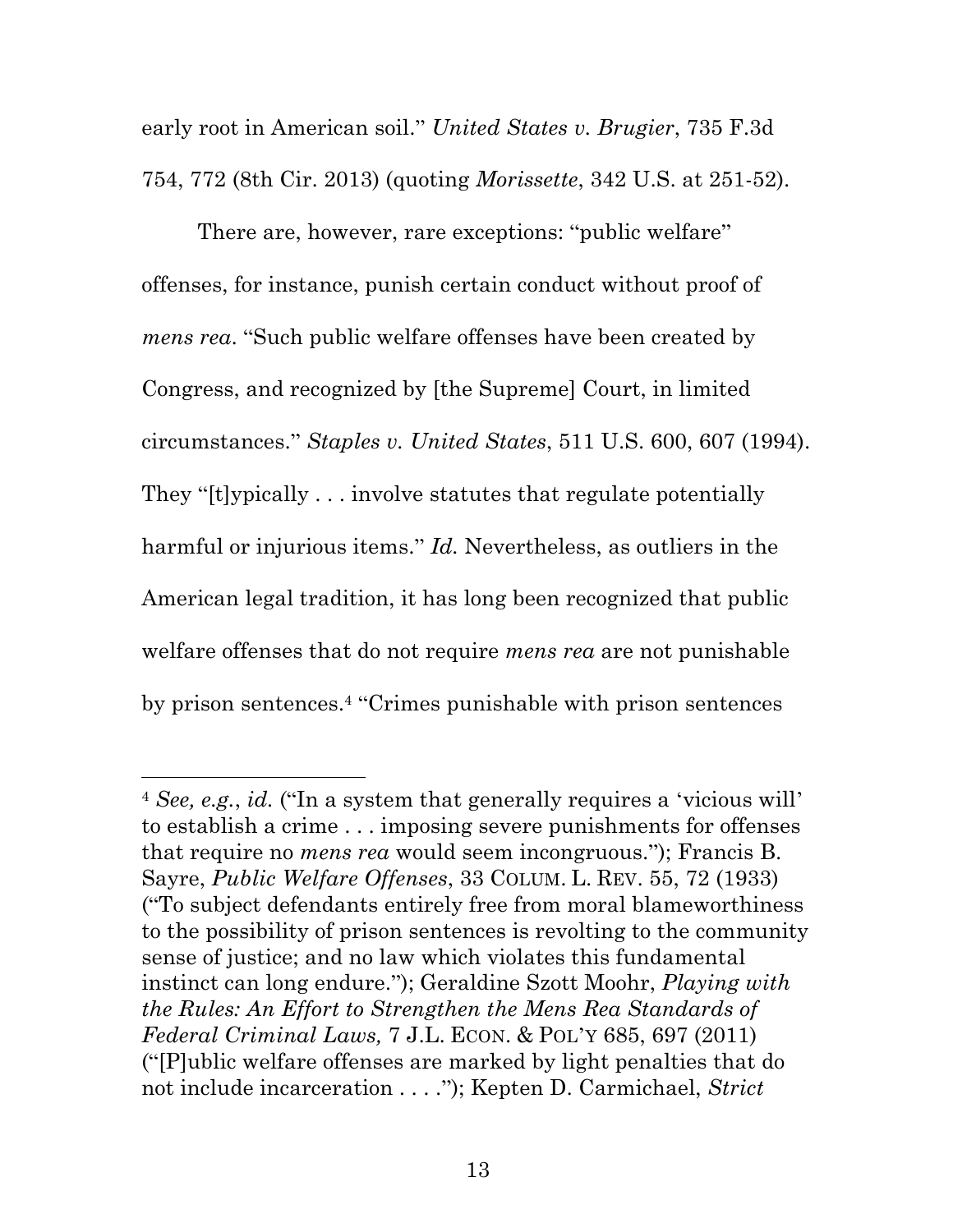early root in American soil." *United States v. Brugier*, 735 F.3d 754, 772 (8th Cir. 2013) (quoting *Morissette*, 342 U.S. at 251-52).

There are, however, rare exceptions: "public welfare" offenses, for instance, punish certain conduct without proof of *mens rea*. "Such public welfare offenses have been created by Congress, and recognized by [the Supreme] Court, in limited circumstances." *Staples v. United States*, 511 U.S. 600, 607 (1994). They "[t]ypically . . . involve statutes that regulate potentially harmful or injurious items." *Id.* Nevertheless, as outliers in the American legal tradition, it has long been recognized that public welfare offenses that do not require *mens rea* are not punishable by prison sentences.[4] "Crimes punishable with prison sentences

---

[4] *See, e.g.*, *id.* ("In a system that generally requires a 'vicious will' to establish a crime . . . imposing severe punishments for offenses that require no *mens rea* would seem incongruous."); Francis B. Sayre, *Public Welfare Offenses*, 33 COLUM. L. REV. 55, 72 (1933) ("To subject defendants entirely free from moral blameworthiness to the possibility of prison sentences is revolting to the community sense of justice; and no law which violates this fundamental instinct can long endure."); Geraldine Szott Moohr, *Playing with the Rules: An Effort to Strengthen the Mens Rea Standards of Federal Criminal Laws,* 7 J.L. ECON. & POL'Y 685, 697 (2011) ("[P]ublic welfare offenses are marked by light penalties that do not include incarceration . . . ."); Kepten D. Carmichael, *Strict*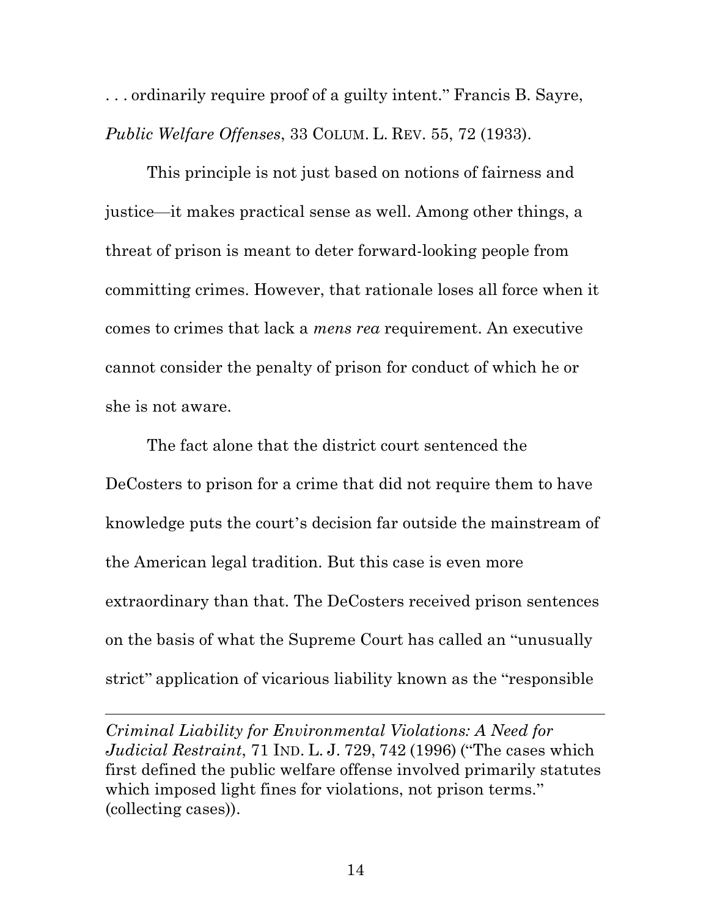. . . ordinarily require proof of a guilty intent." Francis B. Sayre, *Public Welfare Offenses*, 33 COLUM. L. REV. 55, 72 (1933).

This principle is not just based on notions of fairness and justice—it makes practical sense as well. Among other things, a threat of prison is meant to deter forward-looking people from committing crimes. However, that rationale loses all force when it comes to crimes that lack a *mens rea* requirement. An executive cannot consider the penalty of prison for conduct of which he or she is not aware.

The fact alone that the district court sentenced the DeCosters to prison for a crime that did not require them to have knowledge puts the court's decision far outside the mainstream of the American legal tradition. But this case is even more extraordinary than that. The DeCosters received prison sentences on the basis of what the Supreme Court has called an "unusually strict" application of vicarious liability known as the "responsible

---

*Criminal Liability for Environmental Violations: A Need for Judicial Restraint*, 71 IND. L. J. 729, 742 (1996) ("The cases which first defined the public welfare offense involved primarily statutes which imposed light fines for violations, not prison terms." (collecting cases)).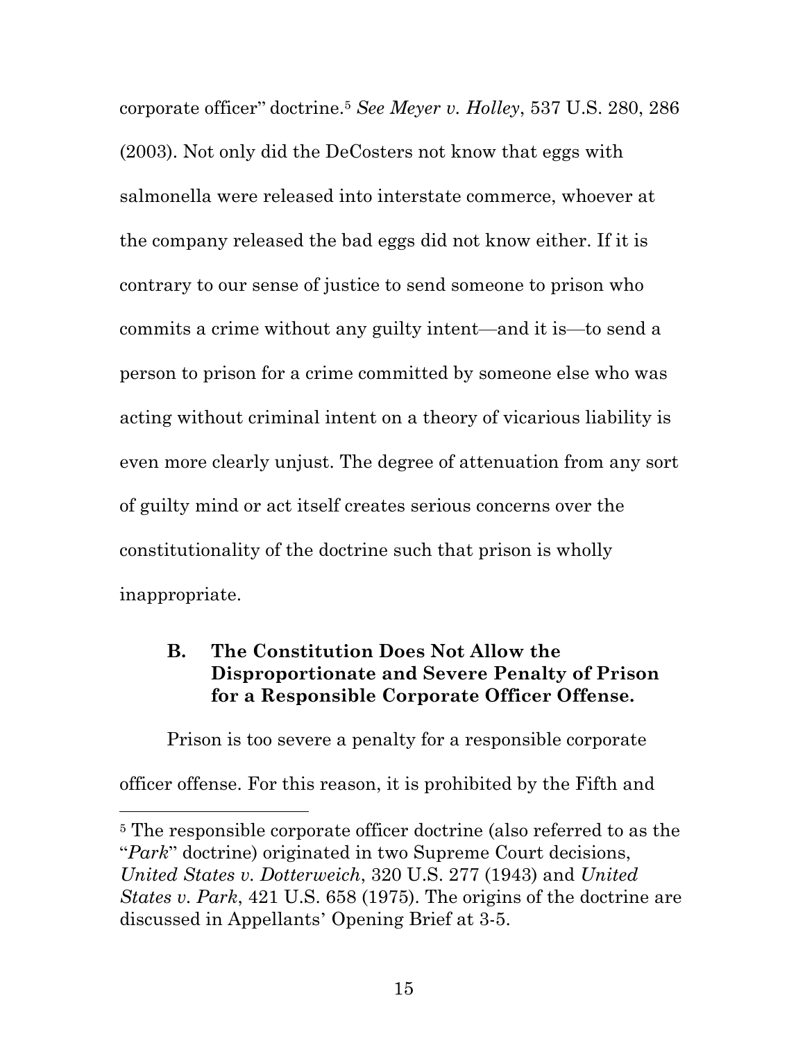corporate officer" doctrine.[5] *See Meyer v. Holley*, 537 U.S. 280, 286 (2003). Not only did the DeCosters not know that eggs with salmonella were released into interstate commerce, whoever at the company released the bad eggs did not know either. If it is contrary to our sense of justice to send someone to prison who commits a crime without any guilty intent—and it is—to send a person to prison for a crime committed by someone else who was acting without criminal intent on a theory of vicarious liability is even more clearly unjust. The degree of attenuation from any sort of guilty mind or act itself creates serious concerns over the constitutionality of the doctrine such that prison is wholly inappropriate.

### B. The Constitution Does Not Allow the Disproportionate and Severe Penalty of Prison for a Responsible Corporate Officer Offense.

Prison is too severe a penalty for a responsible corporate officer offense. For this reason, it is prohibited by the Fifth and

---

[5] The responsible corporate officer doctrine (also referred to as the "*Park*" doctrine) originated in two Supreme Court decisions, *United States v. Dotterweich*, 320 U.S. 277 (1943) and *United States v. Park*, 421 U.S. 658 (1975). The origins of the doctrine are discussed in Appellants' Opening Brief at 3-5.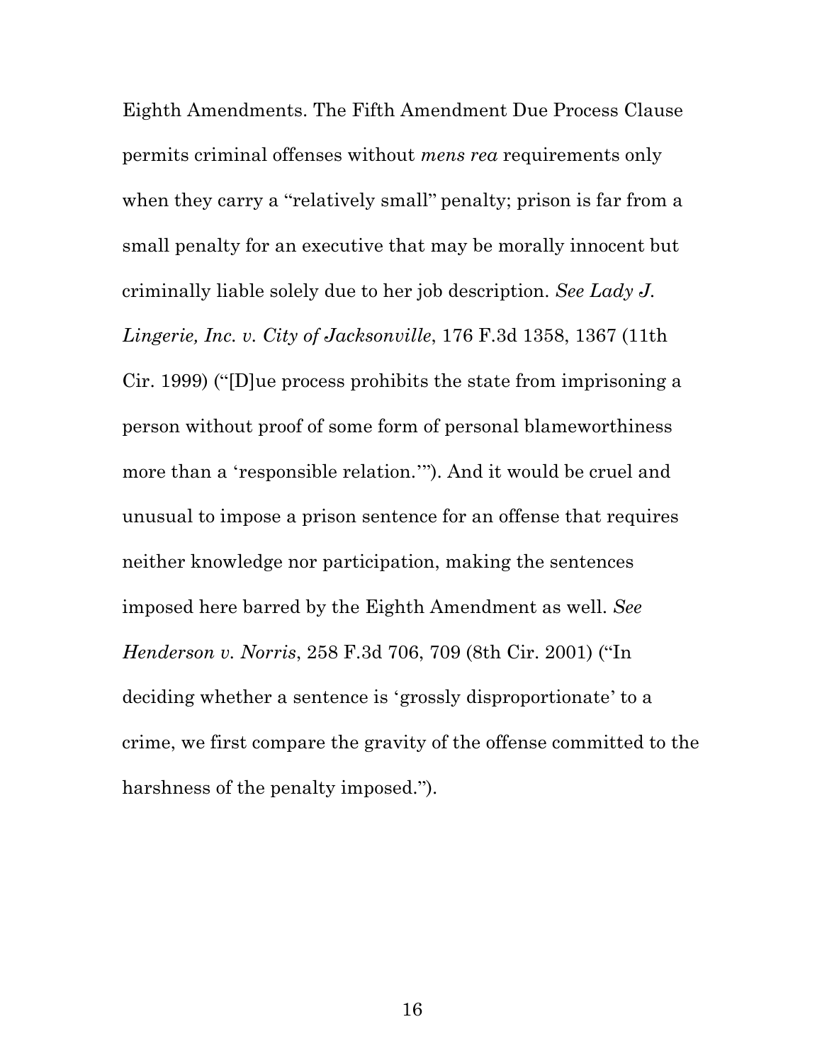Eighth Amendments. The Fifth Amendment Due Process Clause permits criminal offenses without *mens rea* requirements only when they carry a "relatively small" penalty; prison is far from a small penalty for an executive that may be morally innocent but criminally liable solely due to her job description. *See Lady J. Lingerie, Inc. v. City of Jacksonville*, 176 F.3d 1358, 1367 (11th Cir. 1999) ("[D]ue process prohibits the state from imprisoning a person without proof of some form of personal blameworthiness more than a 'responsible relation.'"). And it would be cruel and unusual to impose a prison sentence for an offense that requires neither knowledge nor participation, making the sentences imposed here barred by the Eighth Amendment as well. *See Henderson v. Norris*, 258 F.3d 706, 709 (8th Cir. 2001) ("In deciding whether a sentence is 'grossly disproportionate' to a crime, we first compare the gravity of the offense committed to the harshness of the penalty imposed.").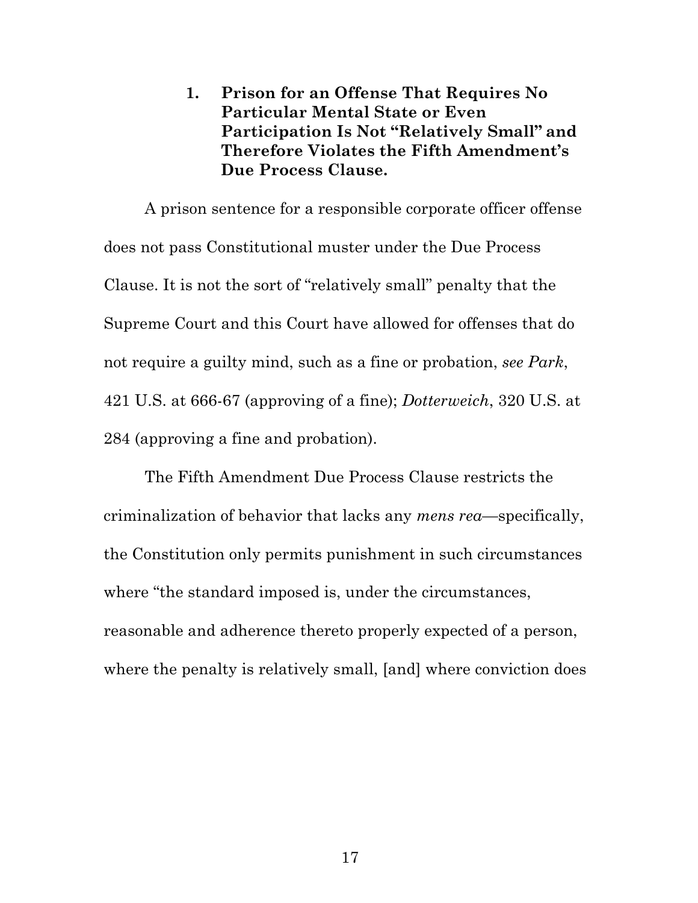#### 1. Prison for an Offense That Requires No Particular Mental State or Even Participation Is Not "Relatively Small" and Therefore Violates the Fifth Amendment's Due Process Clause.

A prison sentence for a responsible corporate officer offense does not pass Constitutional muster under the Due Process Clause. It is not the sort of "relatively small" penalty that the Supreme Court and this Court have allowed for offenses that do not require a guilty mind, such as a fine or probation, *see Park*, 421 U.S. at 666-67 (approving of a fine); *Dotterweich*, 320 U.S. at 284 (approving a fine and probation).

The Fifth Amendment Due Process Clause restricts the criminalization of behavior that lacks any *mens rea*—specifically, the Constitution only permits punishment in such circumstances where "the standard imposed is, under the circumstances, reasonable and adherence thereto properly expected of a person, where the penalty is relatively small, [and] where conviction does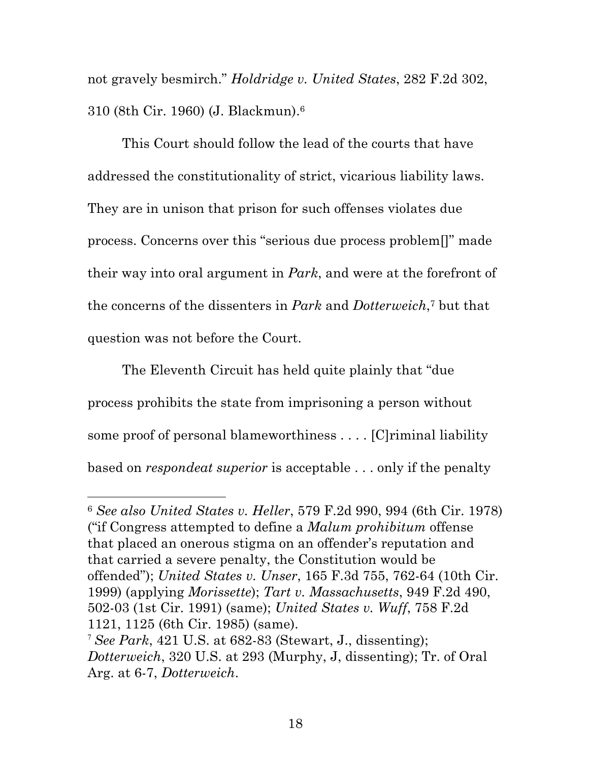not gravely besmirch." *Holdridge v. United States*, 282 F.2d 302, 310 (8th Cir. 1960) (J. Blackmun).[6]

This Court should follow the lead of the courts that have addressed the constitutionality of strict, vicarious liability laws. They are in unison that prison for such offenses violates due process. Concerns over this "serious due process problem[]" made their way into oral argument in *Park*, and were at the forefront of the concerns of the dissenters in *Park* and *Dotterweich*,[7] but that question was not before the Court.

The Eleventh Circuit has held quite plainly that "due process prohibits the state from imprisoning a person without some proof of personal blameworthiness . . . . [C]riminal liability based on *respondeat superior* is acceptable . . . only if the penalty

---

[6] *See also United States v. Heller*, 579 F.2d 990, 994 (6th Cir. 1978) ("if Congress attempted to define a *Malum prohibitum* offense that placed an onerous stigma on an offender's reputation and that carried a severe penalty, the Constitution would be offended"); *United States v. Unser*, 165 F.3d 755, 762-64 (10th Cir. 1999) (applying *Morissette*); *Tart v. Massachusetts*, 949 F.2d 490, 502-03 (1st Cir. 1991) (same); *United States v. Wuff*, 758 F.2d 1121, 1125 (6th Cir. 1985) (same).

[7] *See Park*, 421 U.S. at 682-83 (Stewart, J., dissenting); *Dotterweich*, 320 U.S. at 293 (Murphy, J, dissenting); Tr. of Oral Arg. at 6-7, *Dotterweich*.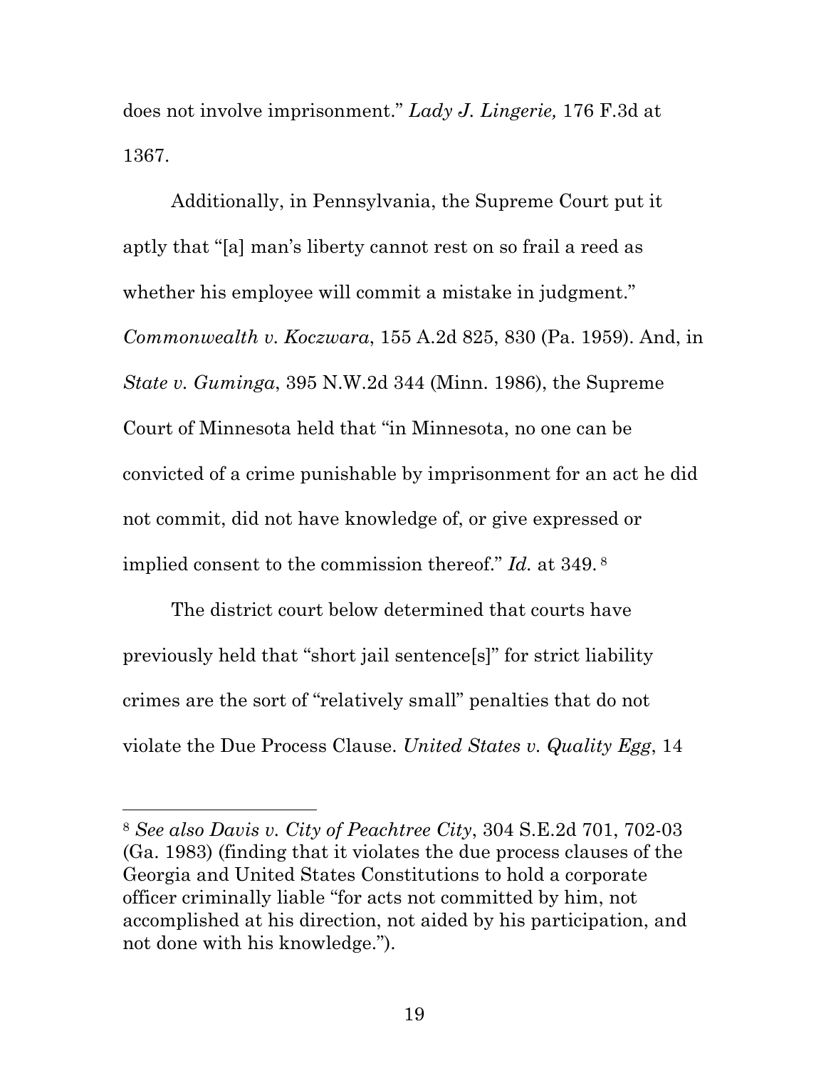does not involve imprisonment." *Lady J. Lingerie,* 176 F.3d at 1367.

Additionally, in Pennsylvania, the Supreme Court put it aptly that "[a] man's liberty cannot rest on so frail a reed as whether his employee will commit a mistake in judgment." *Commonwealth v. Koczwara*, 155 A.2d 825, 830 (Pa. 1959). And, in *State v. Guminga*, 395 N.W.2d 344 (Minn. 1986), the Supreme Court of Minnesota held that "in Minnesota, no one can be convicted of a crime punishable by imprisonment for an act he did not commit, did not have knowledge of, or give expressed or implied consent to the commission thereof." *Id.* at 349.[8]

The district court below determined that courts have previously held that "short jail sentence[s]" for strict liability crimes are the sort of "relatively small" penalties that do not violate the Due Process Clause. *United States v. Quality Egg*, 14

---

[8] *See also Davis v. City of Peachtree City*, 304 S.E.2d 701, 702-03 (Ga. 1983) (finding that it violates the due process clauses of the Georgia and United States Constitutions to hold a corporate officer criminally liable "for acts not committed by him, not accomplished at his direction, not aided by his participation, and not done with his knowledge.").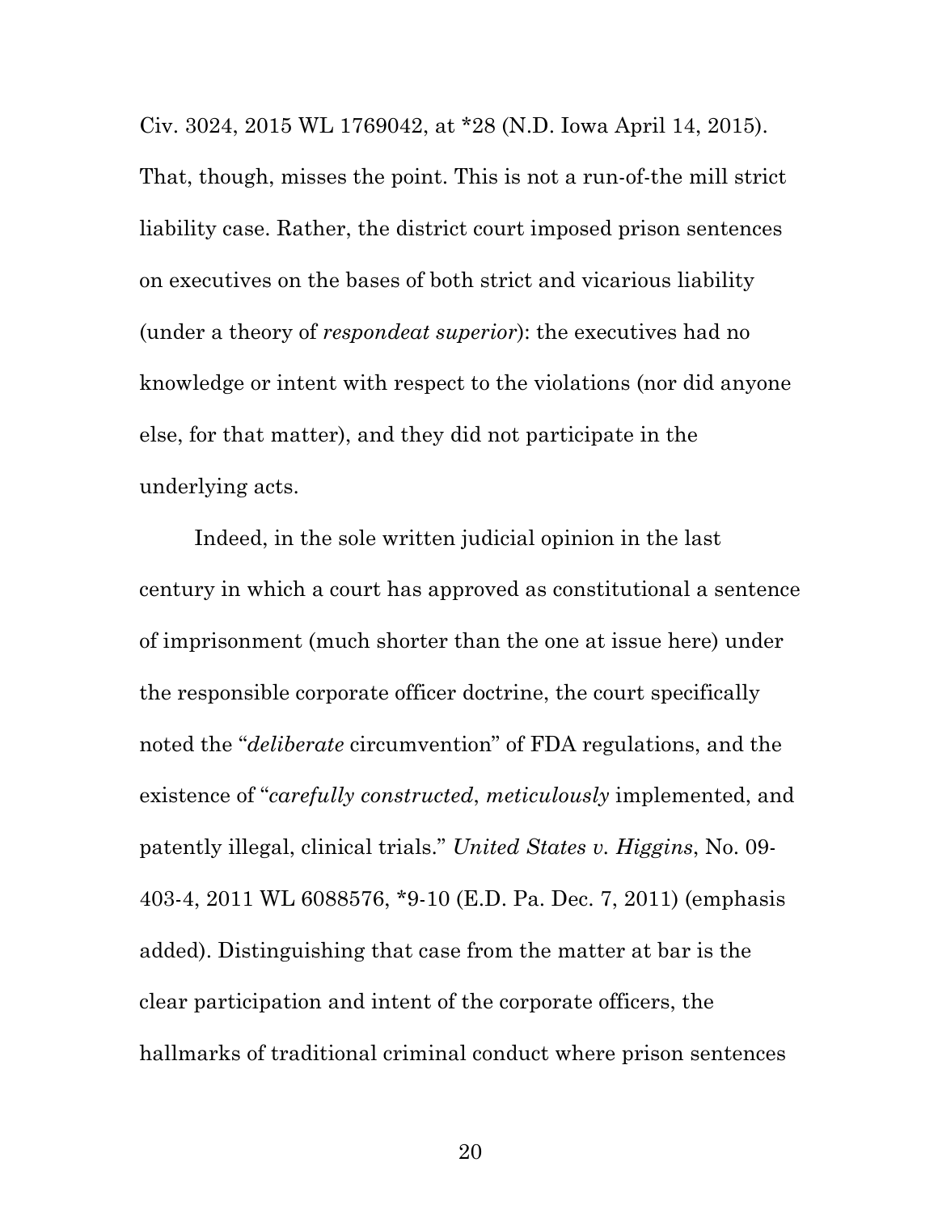Civ. 3024, 2015 WL 1769042, at *28 (N.D. Iowa April 14, 2015). That, though, misses the point. This is not a run-of-the mill strict liability case. Rather, the district court imposed prison sentences on executives on the bases of both strict and vicarious liability (under a theory of *respondeat superior*): the executives had no knowledge or intent with respect to the violations (nor did anyone else, for that matter), and they did not participate in the underlying acts.

Indeed, in the sole written judicial opinion in the last century in which a court has approved as constitutional a sentence of imprisonment (much shorter than the one at issue here) under the responsible corporate officer doctrine, the court specifically noted the "*deliberate* circumvention" of FDA regulations, and the existence of "*carefully constructed*, *meticulously* implemented, and patently illegal, clinical trials." *United States v. Higgins*, No. 09-403-4, 2011 WL 6088576, *9-10 (E.D. Pa. Dec. 7, 2011) (emphasis added). Distinguishing that case from the matter at bar is the clear participation and intent of the corporate officers, the hallmarks of traditional criminal conduct where prison sentences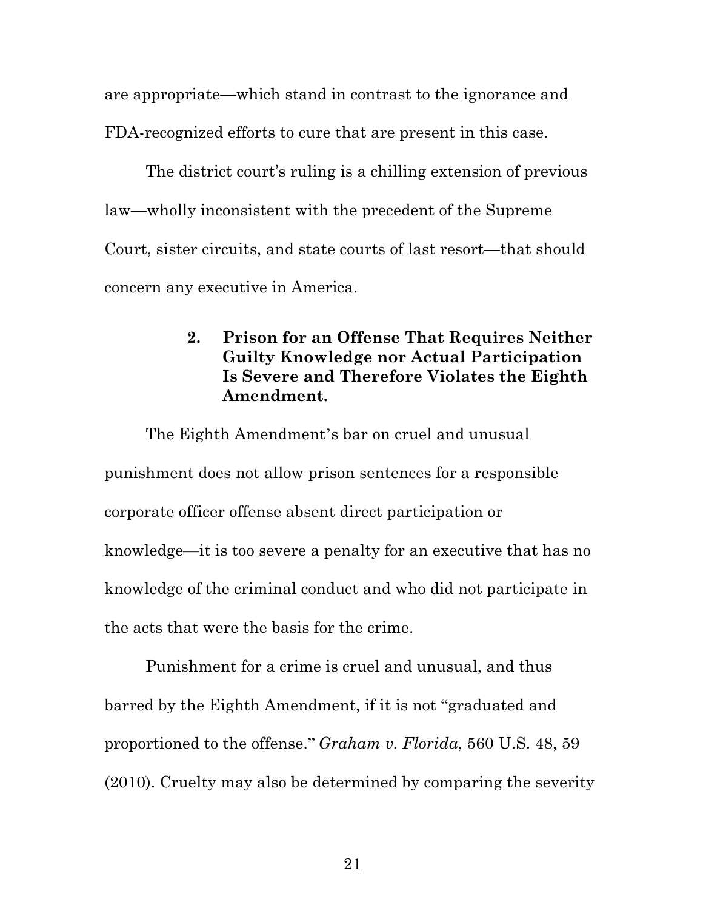are appropriate—which stand in contrast to the ignorance and FDA-recognized efforts to cure that are present in this case.

The district court's ruling is a chilling extension of previous law—wholly inconsistent with the precedent of the Supreme Court, sister circuits, and state courts of last resort—that should concern any executive in America.

### 2. Prison for an Offense That Requires Neither Guilty Knowledge nor Actual Participation Is Severe and Therefore Violates the Eighth Amendment.

The Eighth Amendment's bar on cruel and unusual punishment does not allow prison sentences for a responsible corporate officer offense absent direct participation or knowledge—it is too severe a penalty for an executive that has no knowledge of the criminal conduct and who did not participate in the acts that were the basis for the crime.

Punishment for a crime is cruel and unusual, and thus barred by the Eighth Amendment, if it is not "graduated and proportioned to the offense." *Graham v. Florida*, 560 U.S. 48, 59 (2010). Cruelty may also be determined by comparing the severity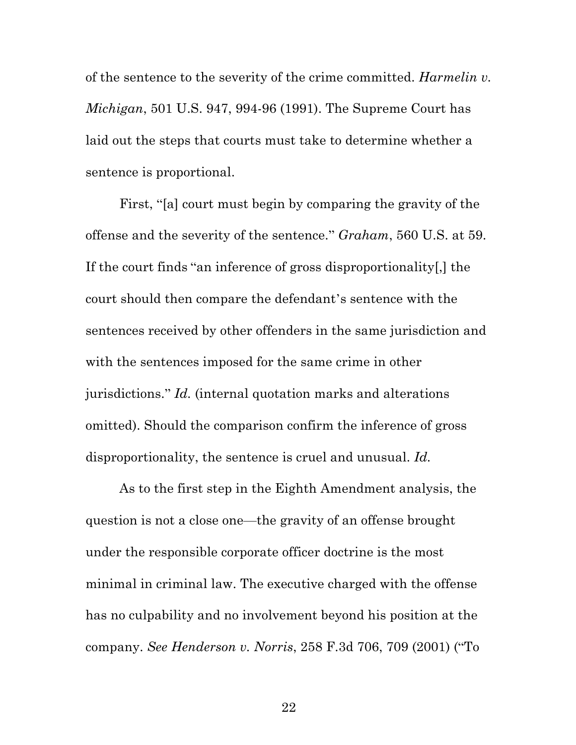of the sentence to the severity of the crime committed. *Harmelin v. Michigan*, 501 U.S. 947, 994-96 (1991). The Supreme Court has laid out the steps that courts must take to determine whether a sentence is proportional.

First, "[a] court must begin by comparing the gravity of the offense and the severity of the sentence." *Graham*, 560 U.S. at 59. If the court finds "an inference of gross disproportionality[,] the court should then compare the defendant's sentence with the sentences received by other offenders in the same jurisdiction and with the sentences imposed for the same crime in other jurisdictions." *Id.* (internal quotation marks and alterations omitted). Should the comparison confirm the inference of gross disproportionality, the sentence is cruel and unusual. *Id.*

As to the first step in the Eighth Amendment analysis, the question is not a close one—the gravity of an offense brought under the responsible corporate officer doctrine is the most minimal in criminal law. The executive charged with the offense has no culpability and no involvement beyond his position at the company. *See Henderson v. Norris*, 258 F.3d 706, 709 (2001) ("To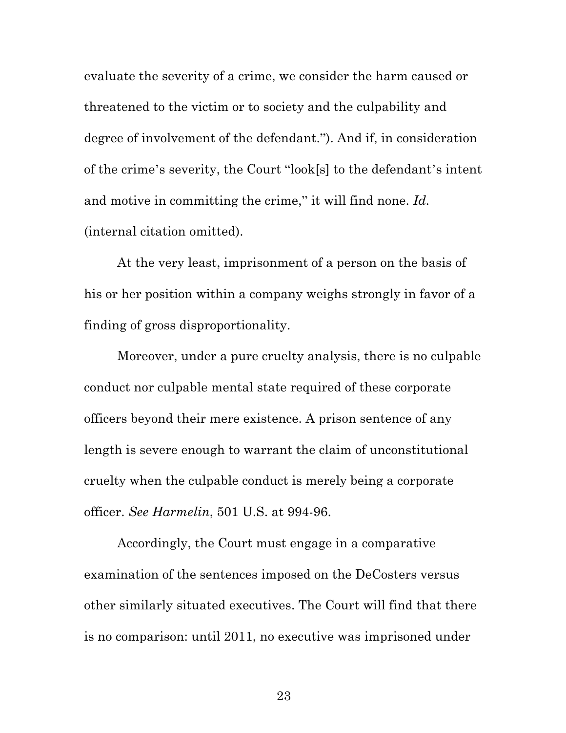evaluate the severity of a crime, we consider the harm caused or threatened to the victim or to society and the culpability and degree of involvement of the defendant."). And if, in consideration of the crime's severity, the Court "look[s] to the defendant's intent and motive in committing the crime," it will find none. *Id.* (internal citation omitted).

At the very least, imprisonment of a person on the basis of his or her position within a company weighs strongly in favor of a finding of gross disproportionality.

Moreover, under a pure cruelty analysis, there is no culpable conduct nor culpable mental state required of these corporate officers beyond their mere existence. A prison sentence of any length is severe enough to warrant the claim of unconstitutional cruelty when the culpable conduct is merely being a corporate officer. *See Harmelin*, 501 U.S. at 994-96.

Accordingly, the Court must engage in a comparative examination of the sentences imposed on the DeCosters versus other similarly situated executives. The Court will find that there is no comparison: until 2011, no executive was imprisoned under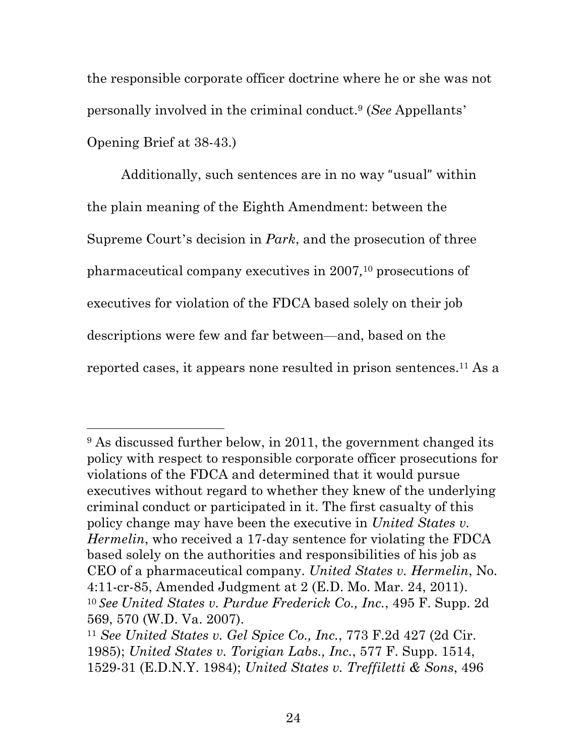the responsible corporate officer doctrine where he or she was not personally involved in the criminal conduct.[9] (*See* Appellants' Opening Brief at 38-43.)

Additionally, such sentences are in no way "usual" within the plain meaning of the Eighth Amendment: between the Supreme Court's decision in *Park*, and the prosecution of three pharmaceutical company executives in 2007,[10] prosecutions of executives for violation of the FDCA based solely on their job descriptions were few and far between—and, based on the reported cases, it appears none resulted in prison sentences.[11] As a

---

[9] As discussed further below, in 2011, the government changed its policy with respect to responsible corporate officer prosecutions for violations of the FDCA and determined that it would pursue executives without regard to whether they knew of the underlying criminal conduct or participated in it. The first casualty of this policy change may have been the executive in *United States v. Hermelin*, who received a 17-day sentence for violating the FDCA based solely on the authorities and responsibilities of his job as CEO of a pharmaceutical company. *United States v. Hermelin*, No. 4:11-cr-85, Amended Judgment at 2 (E.D. Mo. Mar. 24, 2011).

[10] *See United States v. Purdue Frederick Co., Inc.*, 495 F. Supp. 2d 569, 570 (W.D. Va. 2007).

[11] *See United States v. Gel Spice Co., Inc.*, 773 F.2d 427 (2d Cir. 1985); *United States v. Torigian Labs., Inc.*, 577 F. Supp. 1514, 1529-31 (E.D.N.Y. 1984); *United States v. Treffiletti & Sons*, 496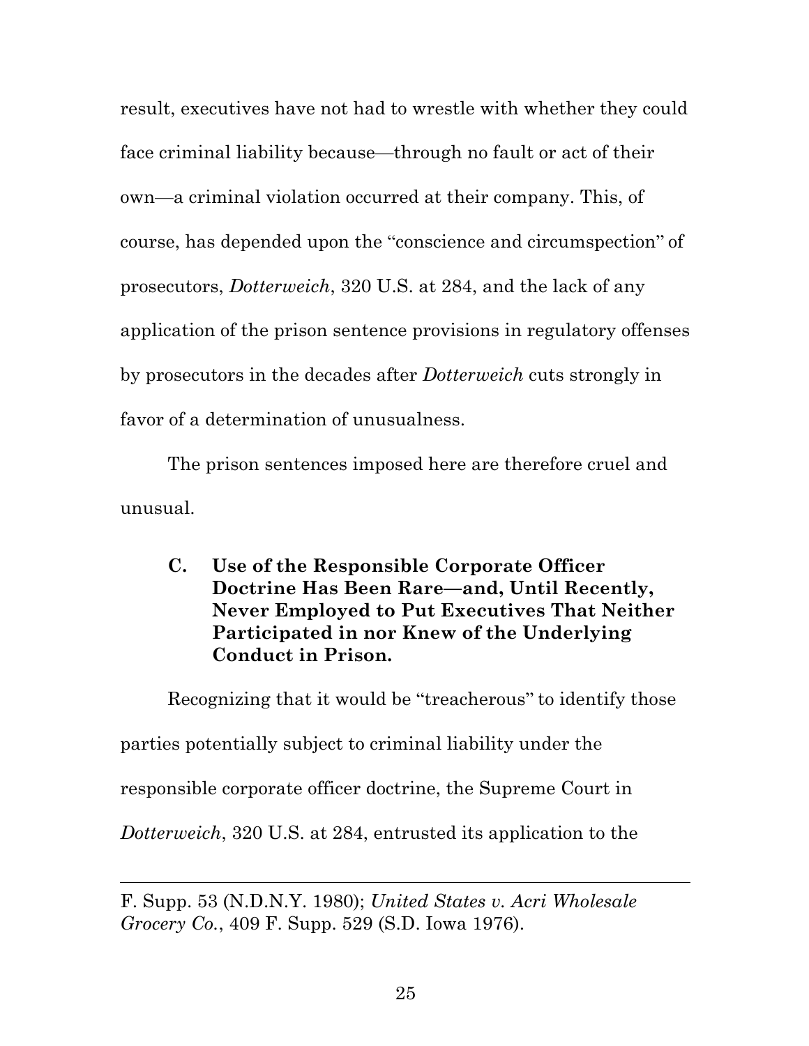result, executives have not had to wrestle with whether they could face criminal liability because—through no fault or act of their own—a criminal violation occurred at their company. This, of course, has depended upon the "conscience and circumspection" of prosecutors, *Dotterweich*, 320 U.S. at 284, and the lack of any application of the prison sentence provisions in regulatory offenses by prosecutors in the decades after *Dotterweich* cuts strongly in favor of a determination of unusualness.

The prison sentences imposed here are therefore cruel and unusual.

### C. Use of the Responsible Corporate Officer Doctrine Has Been Rare—and, Until Recently, Never Employed to Put Executives That Neither Participated in nor Knew of the Underlying Conduct in Prison.

Recognizing that it would be "treacherous" to identify those parties potentially subject to criminal liability under the responsible corporate officer doctrine, the Supreme Court in *Dotterweich*, 320 U.S. at 284, entrusted its application to the

---

F. Supp. 53 (N.D.N.Y. 1980); *United States v. Acri Wholesale Grocery Co.*, 409 F. Supp. 529 (S.D. Iowa 1976).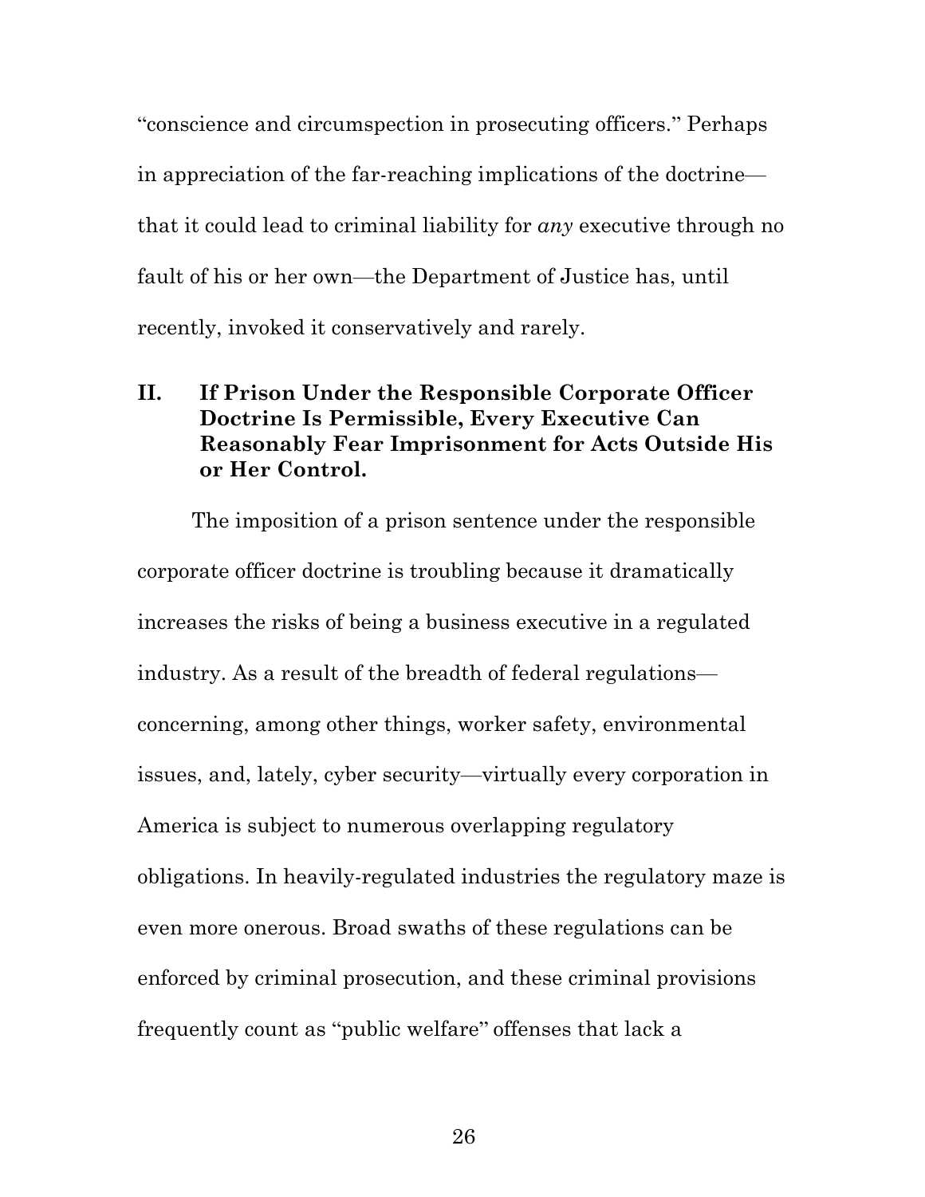"conscience and circumspection in prosecuting officers." Perhaps in appreciation of the far-reaching implications of the doctrine—that it could lead to criminal liability for *any* executive through no fault of his or her own—the Department of Justice has, until recently, invoked it conservatively and rarely.

## II. If Prison Under the Responsible Corporate Officer Doctrine Is Permissible, Every Executive Can Reasonably Fear Imprisonment for Acts Outside His or Her Control.

The imposition of a prison sentence under the responsible corporate officer doctrine is troubling because it dramatically increases the risks of being a business executive in a regulated industry. As a result of the breadth of federal regulations—concerning, among other things, worker safety, environmental issues, and, lately, cyber security—virtually every corporation in America is subject to numerous overlapping regulatory obligations. In heavily-regulated industries the regulatory maze is even more onerous. Broad swaths of these regulations can be enforced by criminal prosecution, and these criminal provisions frequently count as "public welfare" offenses that lack a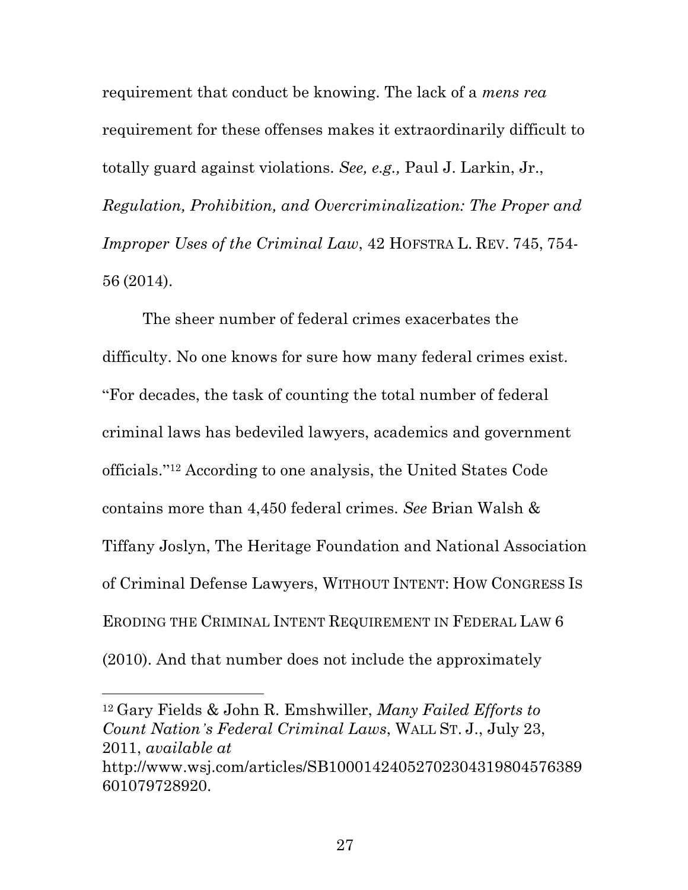requirement that conduct be knowing. The lack of a *mens rea* requirement for these offenses makes it extraordinarily difficult to totally guard against violations. *See, e.g.,* Paul J. Larkin, Jr., *Regulation, Prohibition, and Overcriminalization: The Proper and Improper Uses of the Criminal Law*, 42 HOFSTRA L. REV. 745, 754-56 (2014).

The sheer number of federal crimes exacerbates the difficulty. No one knows for sure how many federal crimes exist. "For decades, the task of counting the total number of federal criminal laws has bedeviled lawyers, academics and government officials."[12] According to one analysis, the United States Code contains more than 4,450 federal crimes. *See* Brian Walsh & Tiffany Joslyn, The Heritage Foundation and National Association of Criminal Defense Lawyers, WITHOUT INTENT: HOW CONGRESS IS ERODING THE CRIMINAL INTENT REQUIREMENT IN FEDERAL LAW 6 (2010). And that number does not include the approximately

---

[12] Gary Fields & John R. Emshwiller, *Many Failed Efforts to Count Nation's Federal Criminal Laws*, WALL ST. J., July 23, 2011, *available at* http://www.wsj.com/articles/SB10001424052702304319804576389601079728920.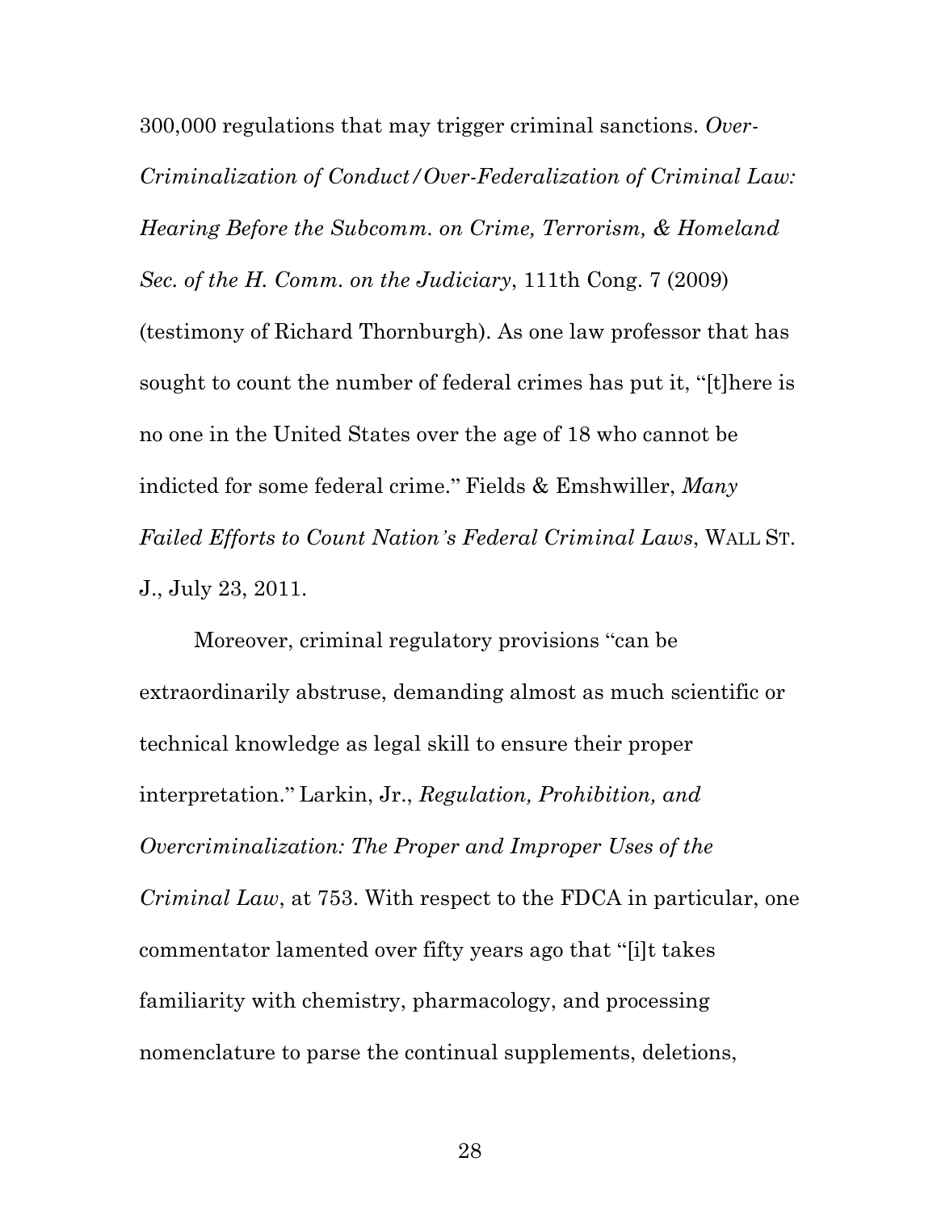300,000 regulations that may trigger criminal sanctions. *Over-Criminalization of Conduct/Over-Federalization of Criminal Law: Hearing Before the Subcomm. on Crime, Terrorism, & Homeland Sec. of the H. Comm. on the Judiciary*, 111th Cong. 7 (2009) (testimony of Richard Thornburgh). As one law professor that has sought to count the number of federal crimes has put it, "[t]here is no one in the United States over the age of 18 who cannot be indicted for some federal crime." Fields & Emshwiller, *Many Failed Efforts to Count Nation's Federal Criminal Laws*, WALL ST. J., July 23, 2011.

Moreover, criminal regulatory provisions "can be extraordinarily abstruse, demanding almost as much scientific or technical knowledge as legal skill to ensure their proper interpretation." Larkin, Jr., *Regulation, Prohibition, and Overcriminalization: The Proper and Improper Uses of the Criminal Law*, at 753. With respect to the FDCA in particular, one commentator lamented over fifty years ago that "[i]t takes familiarity with chemistry, pharmacology, and processing nomenclature to parse the continual supplements, deletions,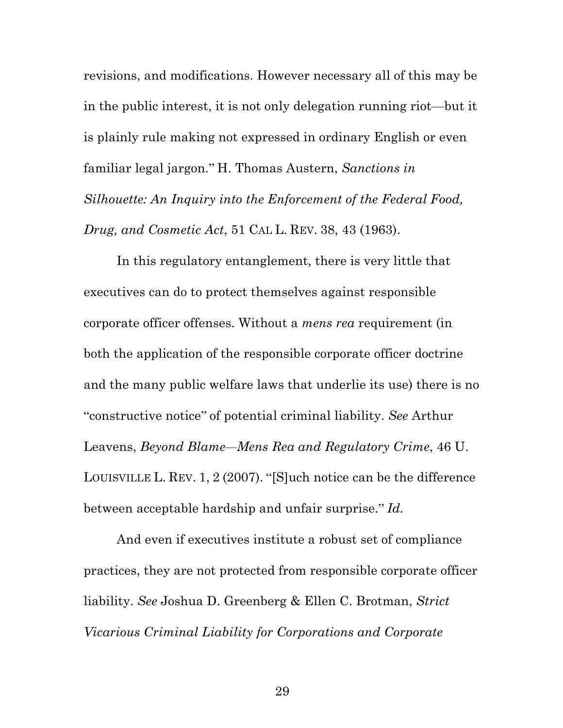revisions, and modifications. However necessary all of this may be in the public interest, it is not only delegation running riot—but it is plainly rule making not expressed in ordinary English or even familiar legal jargon." H. Thomas Austern, *Sanctions in Silhouette: An Inquiry into the Enforcement of the Federal Food, Drug, and Cosmetic Act*, 51 CAL L. REV. 38, 43 (1963).

In this regulatory entanglement, there is very little that executives can do to protect themselves against responsible corporate officer offenses. Without a *mens rea* requirement (in both the application of the responsible corporate officer doctrine and the many public welfare laws that underlie its use) there is no "constructive notice" of potential criminal liability. *See* Arthur Leavens, *Beyond Blame—Mens Rea and Regulatory Crime*, 46 U. LOUISVILLE L. REV. 1, 2 (2007). "[S]uch notice can be the difference between acceptable hardship and unfair surprise." *Id.*

And even if executives institute a robust set of compliance practices, they are not protected from responsible corporate officer liability. *See* Joshua D. Greenberg & Ellen C. Brotman, *Strict Vicarious Criminal Liability for Corporations and Corporate*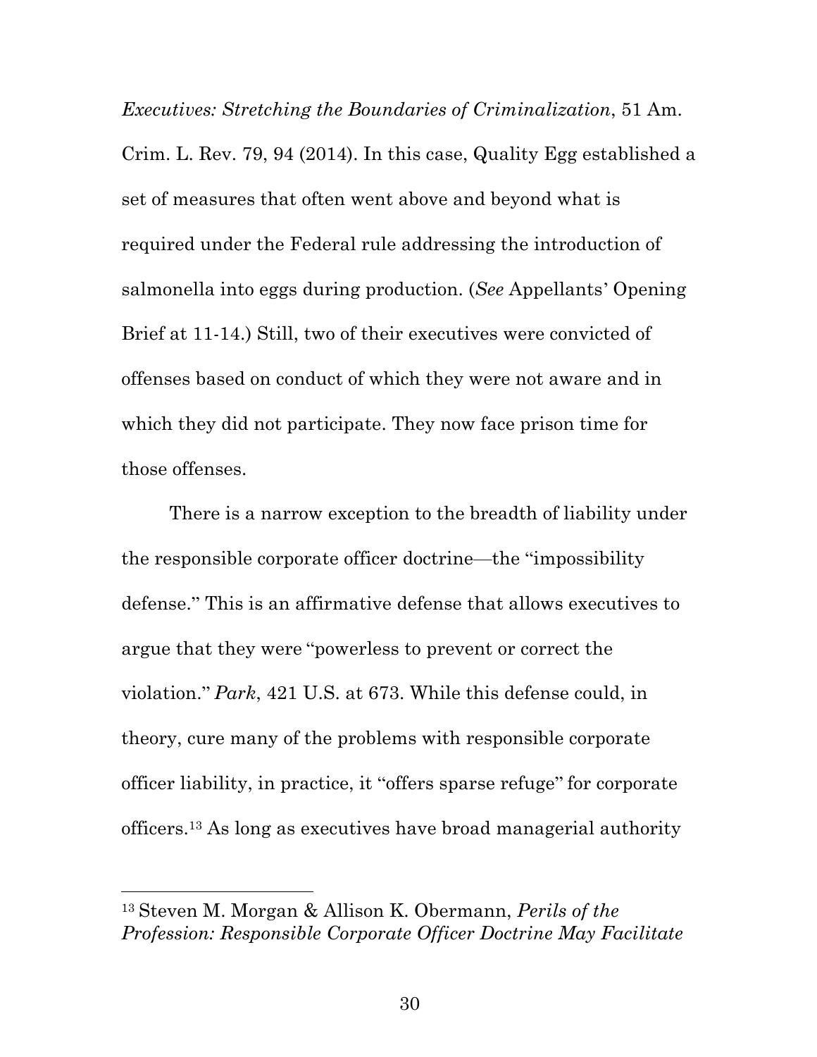*Executives: Stretching the Boundaries of Criminalization*, 51 Am. Crim. L. Rev. 79, 94 (2014). In this case, Quality Egg established a set of measures that often went above and beyond what is required under the Federal rule addressing the introduction of salmonella into eggs during production. (*See* Appellants' Opening Brief at 11-14.) Still, two of their executives were convicted of offenses based on conduct of which they were not aware and in which they did not participate. They now face prison time for those offenses.

There is a narrow exception to the breadth of liability under the responsible corporate officer doctrine—the "impossibility defense." This is an affirmative defense that allows executives to argue that they were "powerless to prevent or correct the violation." *Park*, 421 U.S. at 673. While this defense could, in theory, cure many of the problems with responsible corporate officer liability, in practice, it "offers sparse refuge" for corporate officers.[13] As long as executives have broad managerial authority

---

[13] Steven M. Morgan & Allison K. Obermann, *Perils of the Profession: Responsible Corporate Officer Doctrine May Facilitate*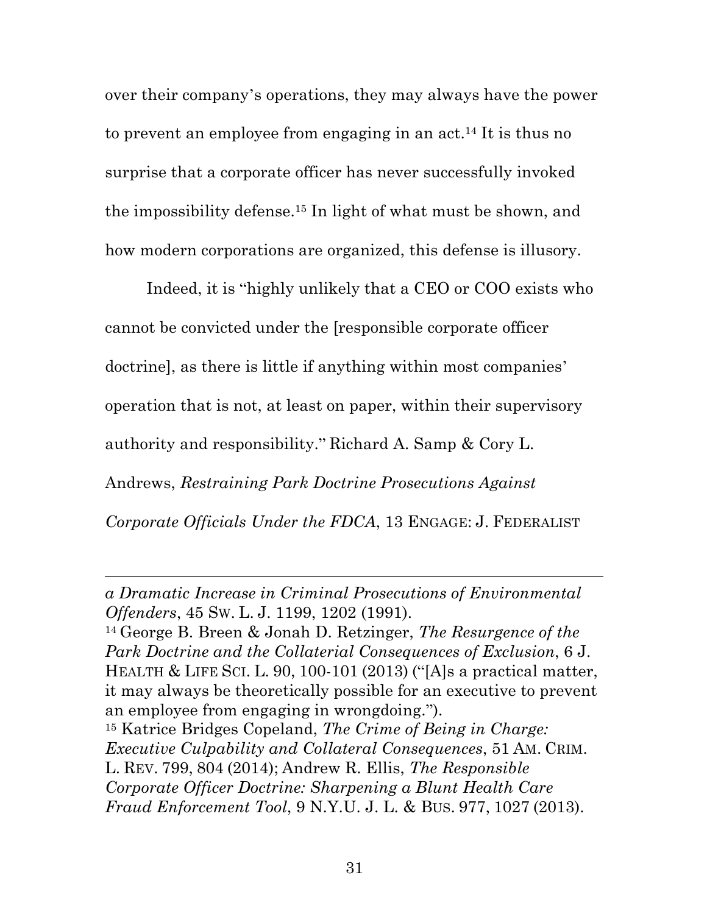over their company's operations, they may always have the power to prevent an employee from engaging in an act.[14] It is thus no surprise that a corporate officer has never successfully invoked the impossibility defense.[15] In light of what must be shown, and how modern corporations are organized, this defense is illusory.

Indeed, it is "highly unlikely that a CEO or COO exists who cannot be convicted under the [responsible corporate officer doctrine], as there is little if anything within most companies' operation that is not, at least on paper, within their supervisory authority and responsibility." Richard A. Samp & Cory L. Andrews, *Restraining Park Doctrine Prosecutions Against Corporate Officials Under the FDCA*, 13 ENGAGE: J. FEDERALIST

---

*a Dramatic Increase in Criminal Prosecutions of Environmental Offenders*, 45 SW. L. J. 1199, 1202 (1991).

[14] George B. Breen & Jonah D. Retzinger, *The Resurgence of the Park Doctrine and the Collateral Consequences of Exclusion*, 6 J. HEALTH & LIFE SCI. L. 90, 100-101 (2013) ("[A]s a practical matter, it may always be theoretically possible for an executive to prevent an employee from engaging in wrongdoing.").

[15] Katrice Bridges Copeland, *The Crime of Being in Charge: Executive Culpability and Collateral Consequences*, 51 AM. CRIM. L. REV. 799, 804 (2014); Andrew R. Ellis, *The Responsible Corporate Officer Doctrine: Sharpening a Blunt Health Care Fraud Enforcement Tool*, 9 N.Y.U. J. L. & BUS. 977, 1027 (2013).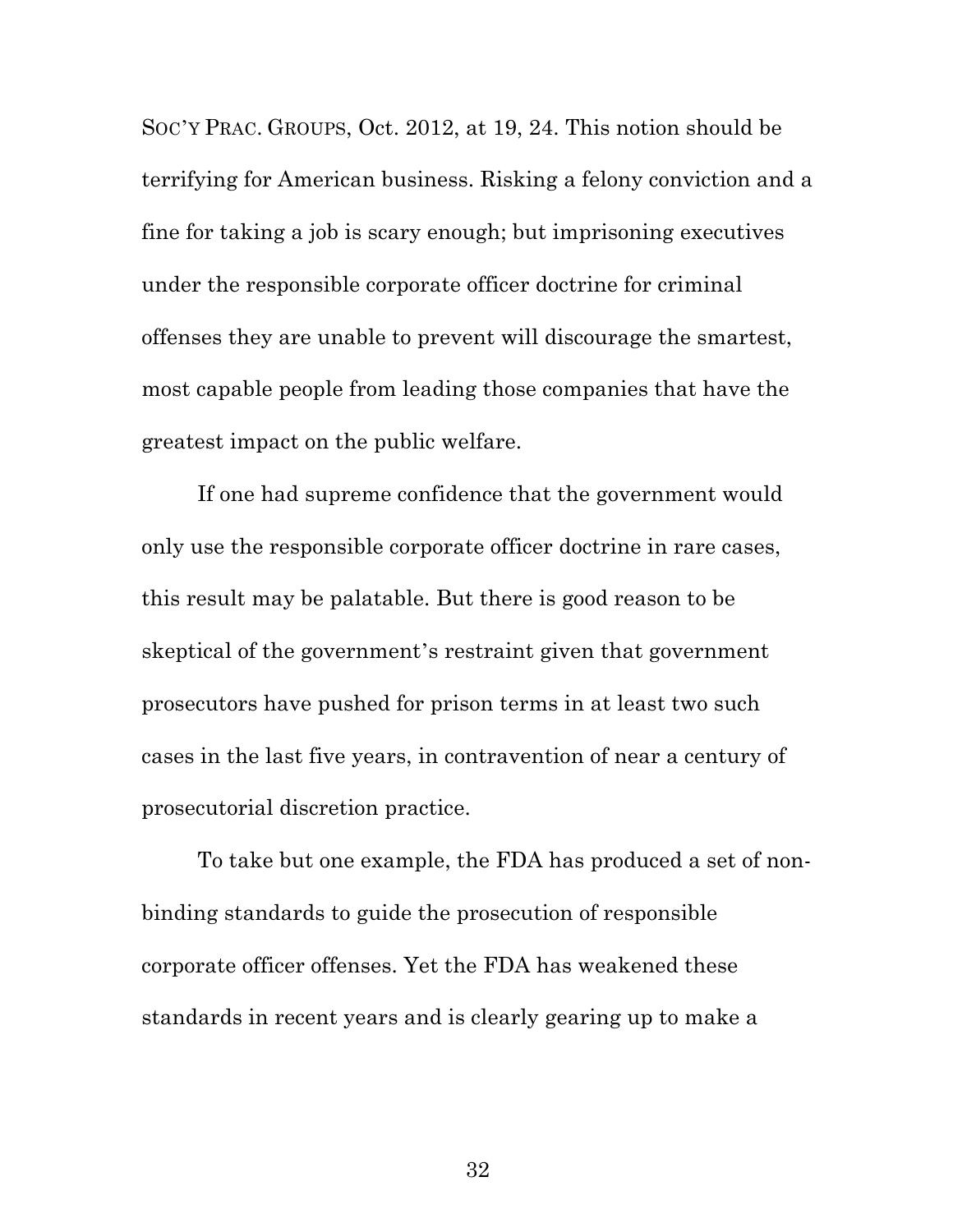SOC'Y PRAC. GROUPS, Oct. 2012, at 19, 24. This notion should be terrifying for American business. Risking a felony conviction and a fine for taking a job is scary enough; but imprisoning executives under the responsible corporate officer doctrine for criminal offenses they are unable to prevent will discourage the smartest, most capable people from leading those companies that have the greatest impact on the public welfare.

If one had supreme confidence that the government would only use the responsible corporate officer doctrine in rare cases, this result may be palatable. But there is good reason to be skeptical of the government's restraint given that government prosecutors have pushed for prison terms in at least two such cases in the last five years, in contravention of near a century of prosecutorial discretion practice.

To take but one example, the FDA has produced a set of non-binding standards to guide the prosecution of responsible corporate officer offenses. Yet the FDA has weakened these standards in recent years and is clearly gearing up to make a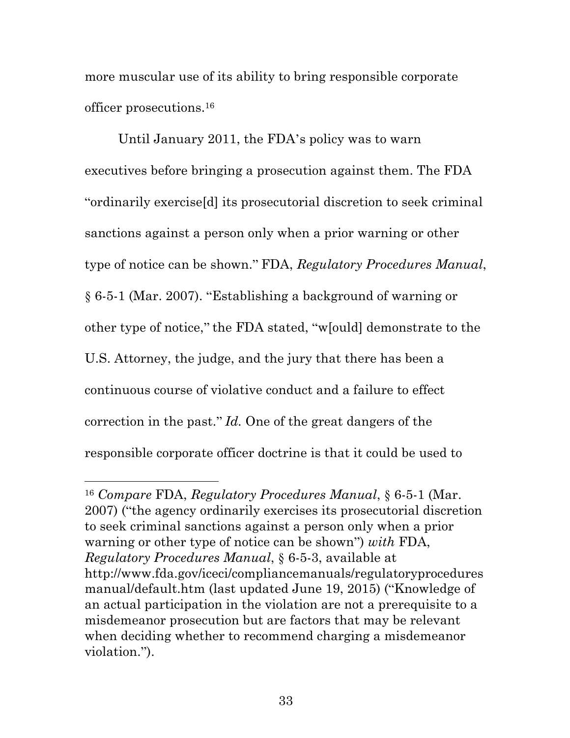more muscular use of its ability to bring responsible corporate officer prosecutions.[16]

Until January 2011, the FDA's policy was to warn executives before bringing a prosecution against them. The FDA "ordinarily exercise[d] its prosecutorial discretion to seek criminal sanctions against a person only when a prior warning or other type of notice can be shown." FDA, *Regulatory Procedures Manual*, § 6-5-1 (Mar. 2007). "Establishing a background of warning or other type of notice," the FDA stated, "w[ould] demonstrate to the U.S. Attorney, the judge, and the jury that there has been a continuous course of violative conduct and a failure to effect correction in the past." *Id.* One of the great dangers of the responsible corporate officer doctrine is that it could be used to

---

[16] *Compare* FDA, *Regulatory Procedures Manual*, § 6-5-1 (Mar. 2007) ("the agency ordinarily exercises its prosecutorial discretion to seek criminal sanctions against a person only when a prior warning or other type of notice can be shown") *with* FDA, *Regulatory Procedures Manual*, § 6-5-3, available at http://www.fda.gov/iceci/compliancemanuals/regulatoryproceduresmanual/default.htm (last updated June 19, 2015) ("Knowledge of an actual participation in the violation are not a prerequisite to a misdemeanor prosecution but are factors that may be relevant when deciding whether to recommend charging a misdemeanor violation.").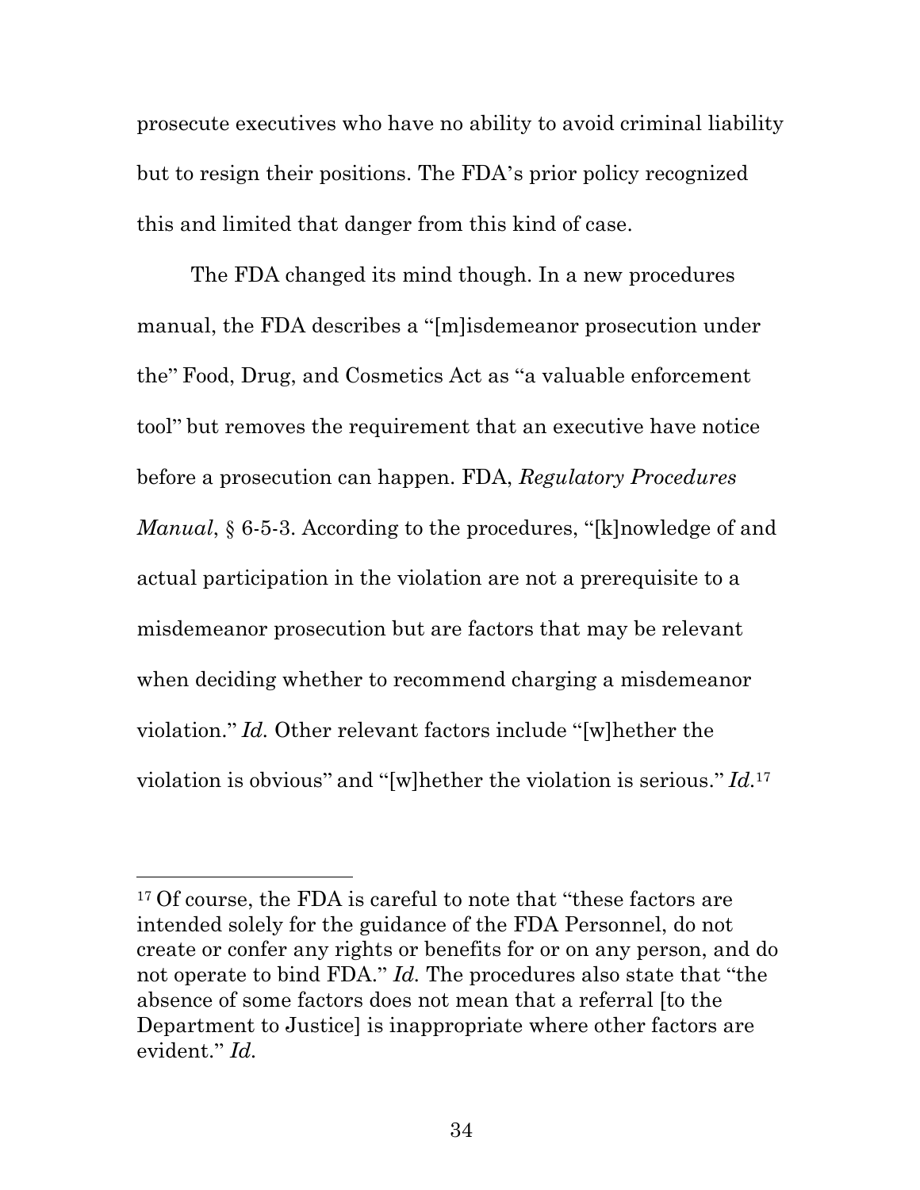prosecute executives who have no ability to avoid criminal liability but to resign their positions. The FDA's prior policy recognized this and limited that danger from this kind of case.

The FDA changed its mind though. In a new procedures manual, the FDA describes a "[m]isdemeanor prosecution under the" Food, Drug, and Cosmetics Act as "a valuable enforcement tool" but removes the requirement that an executive have notice before a prosecution can happen. FDA, *Regulatory Procedures Manual*, § 6-5-3. According to the procedures, "[k]nowledge of and actual participation in the violation are not a prerequisite to a misdemeanor prosecution but are factors that may be relevant when deciding whether to recommend charging a misdemeanor violation." *Id.* Other relevant factors include "[w]hether the violation is obvious" and "[w]hether the violation is serious." *Id.*[17]

---

[17] Of course, the FDA is careful to note that "these factors are intended solely for the guidance of the FDA Personnel, do not create or confer any rights or benefits for or on any person, and do not operate to bind FDA." *Id.* The procedures also state that "the absence of some factors does not mean that a referral [to the Department to Justice] is inappropriate where other factors are evident." *Id.*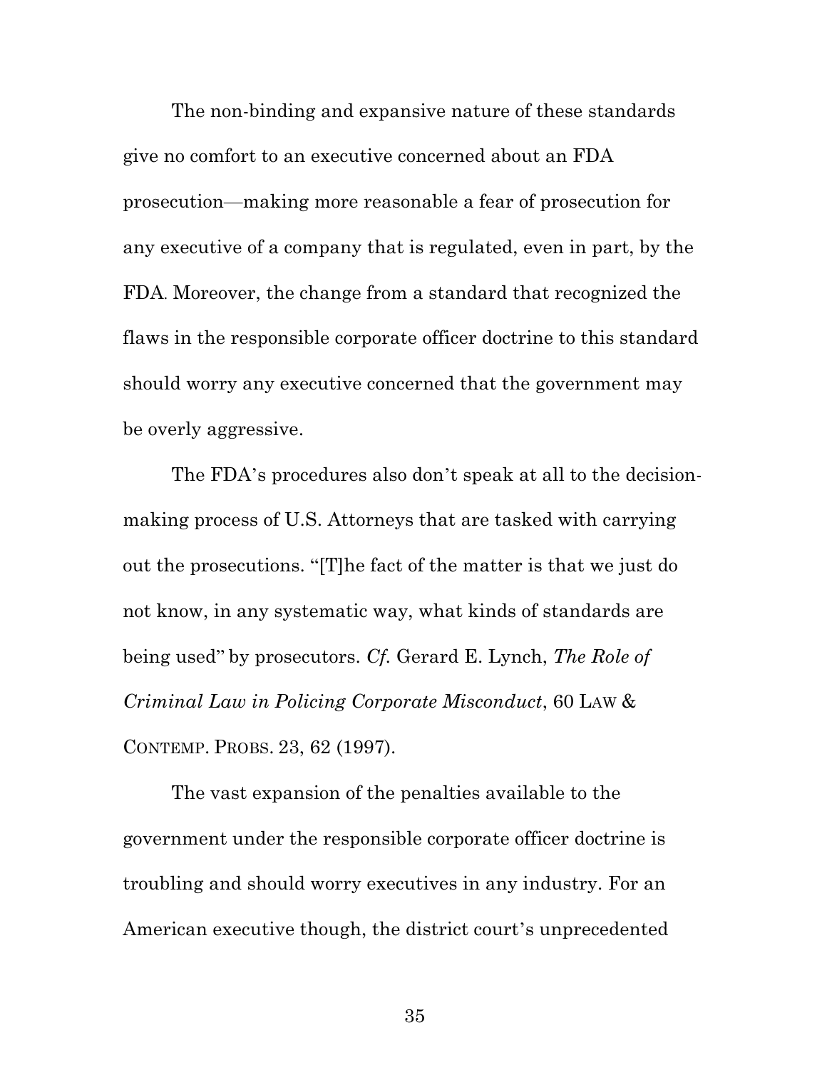The non-binding and expansive nature of these standards give no comfort to an executive concerned about an FDA prosecution—making more reasonable a fear of prosecution for any executive of a company that is regulated, even in part, by the FDA. Moreover, the change from a standard that recognized the flaws in the responsible corporate officer doctrine to this standard should worry any executive concerned that the government may be overly aggressive.

The FDA's procedures also don't speak at all to the decision-making process of U.S. Attorneys that are tasked with carrying out the prosecutions. "[T]he fact of the matter is that we just do not know, in any systematic way, what kinds of standards are being used" by prosecutors. *Cf.* Gerard E. Lynch, *The Role of Criminal Law in Policing Corporate Misconduct*, 60 LAW & CONTEMP. PROBS. 23, 62 (1997).

The vast expansion of the penalties available to the government under the responsible corporate officer doctrine is troubling and should worry executives in any industry. For an American executive though, the district court's unprecedented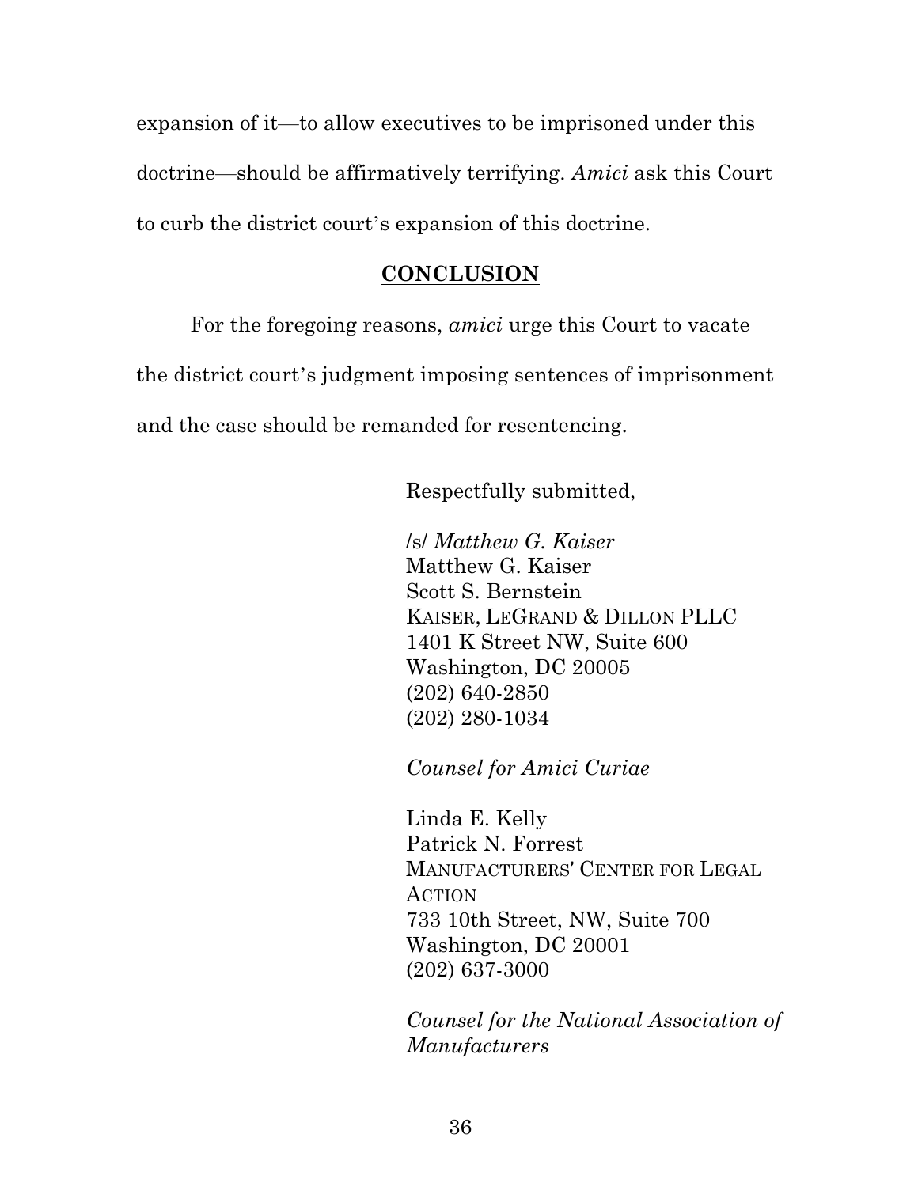expansion of it—to allow executives to be imprisoned under this doctrine—should be affirmatively terrifying. *Amici* ask this Court to curb the district court's expansion of this doctrine.

## CONCLUSION

For the foregoing reasons, *amici* urge this Court to vacate the district court's judgment imposing sentences of imprisonment and the case should be remanded for resentencing.

Respectfully submitted,

/s/ *Matthew G. Kaiser*
Matthew G. Kaiser
Scott S. Bernstein
KAISER, LEGRAND & DILLON PLLC
1401 K Street NW, Suite 600
Washington, DC 20005
(202) 640-2850
(202) 280-1034

*Counsel for Amici Curiae*

Linda E. Kelly
Patrick N. Forrest
MANUFACTURERS' CENTER FOR LEGAL ACTION
733 10th Street, NW, Suite 700
Washington, DC 20001
(202) 637-3000

*Counsel for the National Association of Manufacturers*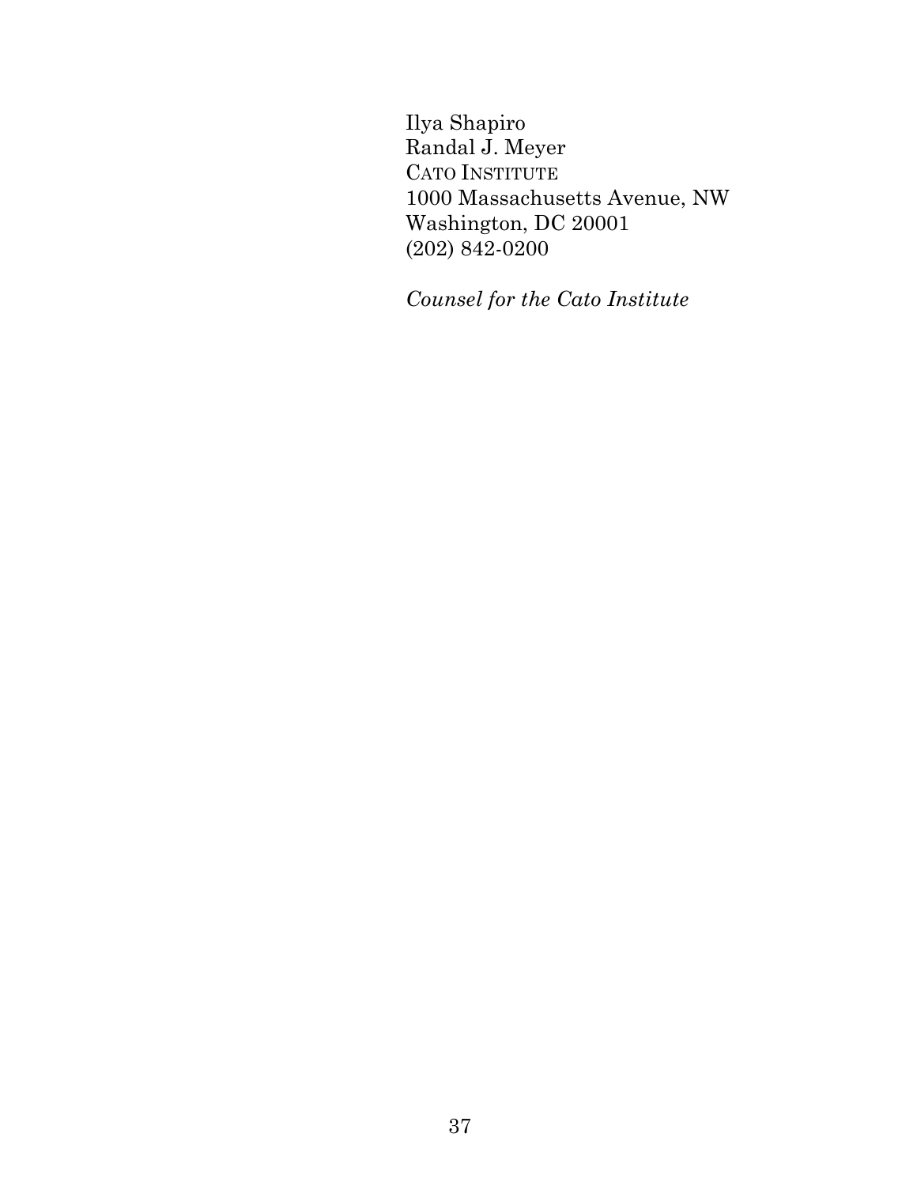Ilya Shapiro
Randal J. Meyer
CATO INSTITUTE
1000 Massachusetts Avenue, NW
Washington, DC 20001
(202) 842-0200

*Counsel for the Cato Institute*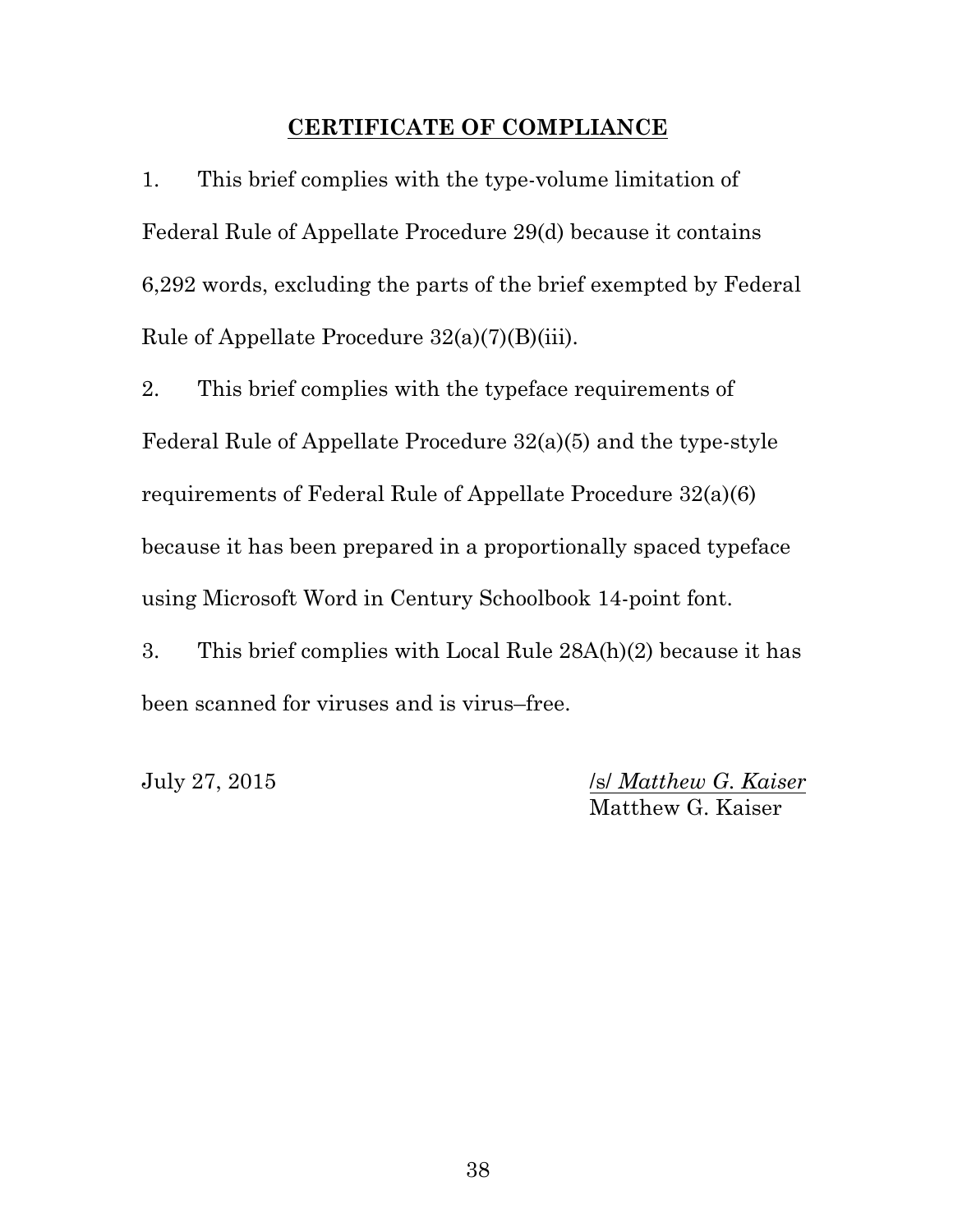## CERTIFICATE OF COMPLIANCE

1. This brief complies with the type-volume limitation of Federal Rule of Appellate Procedure 29(d) because it contains 6,292 words, excluding the parts of the brief exempted by Federal Rule of Appellate Procedure 32(a)(7)(B)(iii).

2. This brief complies with the typeface requirements of Federal Rule of Appellate Procedure 32(a)(5) and the type-style requirements of Federal Rule of Appellate Procedure 32(a)(6) because it has been prepared in a proportionally spaced typeface using Microsoft Word in Century Schoolbook 14-point font.

3. This brief complies with Local Rule 28A(h)(2) because it has been scanned for viruses and is virus–free.

July 27, 2015

/s/ *Matthew G. Kaiser*
Matthew G. Kaiser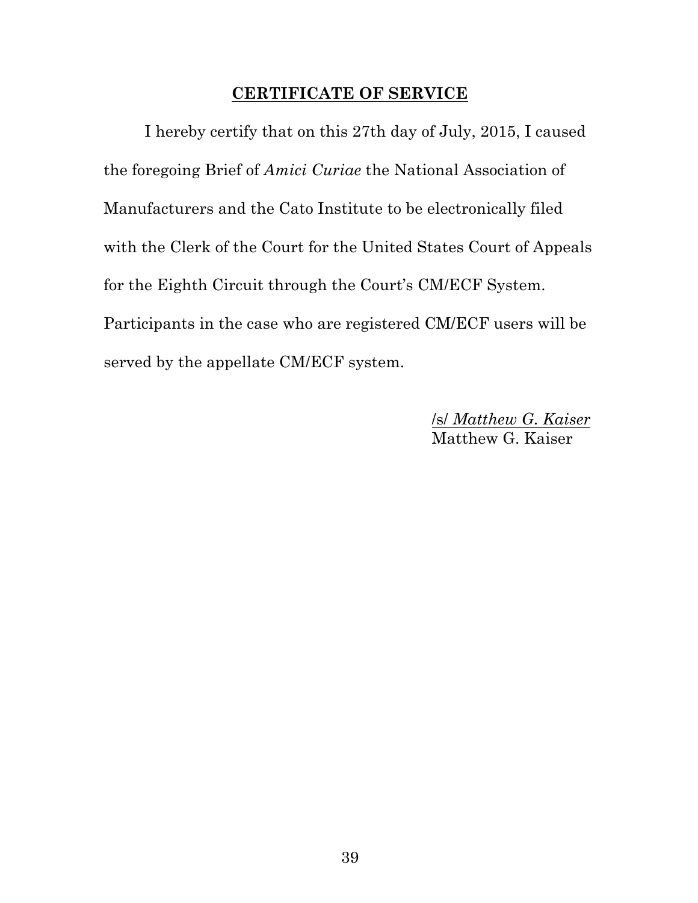## **CERTIFICATE OF SERVICE**

I hereby certify that on this 27th day of July, 2015, I caused the foregoing Brief of *Amici Curiae* the National Association of Manufacturers and the Cato Institute to be electronically filed with the Clerk of the Court for the United States Court of Appeals for the Eighth Circuit through the Court's CM/ECF System. Participants in the case who are registered CM/ECF users will be served by the appellate CM/ECF system.

/s/ *Matthew G. Kaiser*
Matthew G. Kaiser